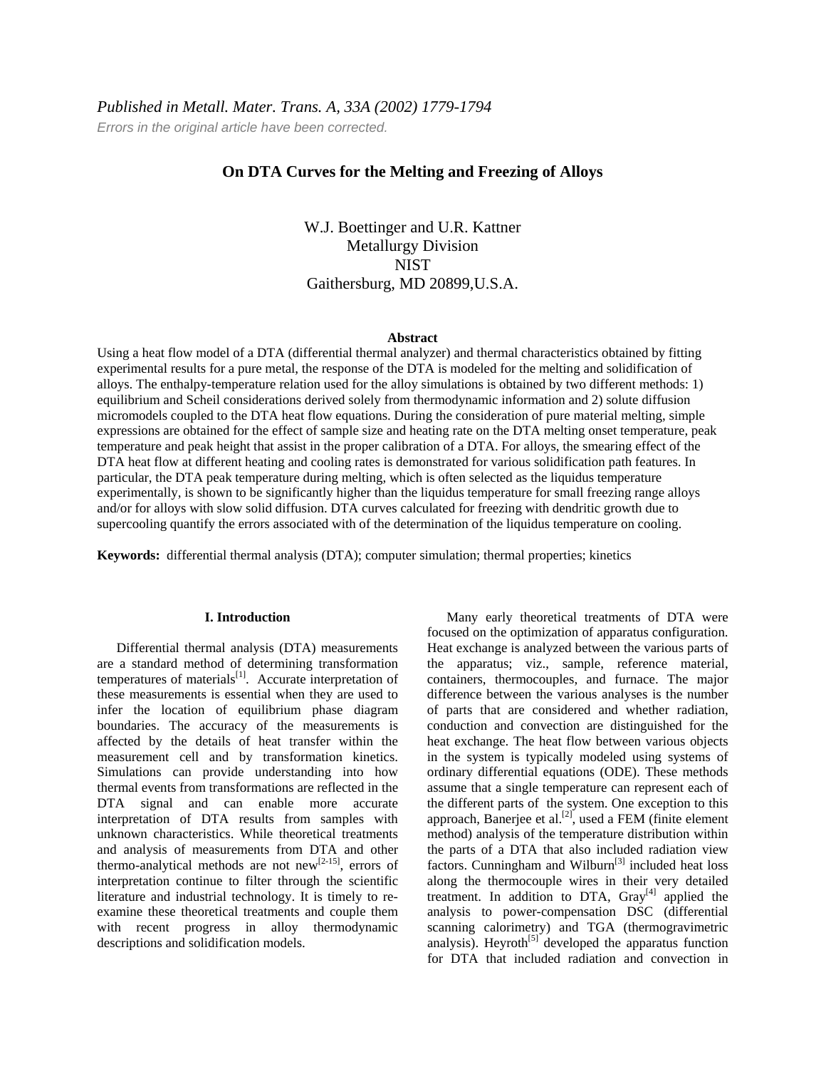*Published in Metall. Mater. Trans. A, 33A (2002) 1779-1794*

*Errors in the original article have been corrected.*

# On DTA Curves for the Melting and Freezing of Alloys

W.J. Boettinger and U.R. Kattner
Metallurgy Division
NIST
Gaithersburg, MD 20899,U.S.A.

**Abstract**

Using a heat flow model of a DTA (differential thermal analyzer) and thermal characteristics obtained by fitting experimental results for a pure metal, the response of the DTA is modeled for the melting and solidification of alloys. The enthalpy-temperature relation used for the alloy simulations is obtained by two different methods: 1) equilibrium and Scheil considerations derived solely from thermodynamic information and 2) solute diffusion micromodels coupled to the DTA heat flow equations. During the consideration of pure material melting, simple expressions are obtained for the effect of sample size and heating rate on the DTA melting onset temperature, peak temperature and peak height that assist in the proper calibration of a DTA. For alloys, the smearing effect of the DTA heat flow at different heating and cooling rates is demonstrated for various solidification path features. In particular, the DTA peak temperature during melting, which is often selected as the liquidus temperature experimentally, is shown to be significantly higher than the liquidus temperature for small freezing range alloys and/or for alloys with slow solid diffusion. DTA curves calculated for freezing with dendritic growth due to supercooling quantify the errors associated with of the determination of the liquidus temperature on cooling.

**Keywords:** differential thermal analysis (DTA); computer simulation; thermal properties; kinetics

## I. Introduction

Differential thermal analysis (DTA) measurements are a standard method of determining transformation temperatures of materials[1]. Accurate interpretation of these measurements is essential when they are used to infer the location of equilibrium phase diagram boundaries. The accuracy of the measurements is affected by the details of heat transfer within the measurement cell and by transformation kinetics. Simulations can provide understanding into how thermal events from transformations are reflected in the DTA signal and can enable more accurate interpretation of DTA results from samples with unknown characteristics. While theoretical treatments and analysis of measurements from DTA and other thermo-analytical methods are not new[2-15], errors of interpretation continue to filter through the scientific literature and industrial technology. It is timely to re-examine these theoretical treatments and couple them with recent progress in alloy thermodynamic descriptions and solidification models.

Many early theoretical treatments of DTA were focused on the optimization of apparatus configuration. Heat exchange is analyzed between the various parts of the apparatus; viz., sample, reference material, containers, thermocouples, and furnace. The major difference between the various analyses is the number of parts that are considered and whether radiation, conduction and convection are distinguished for the heat exchange. The heat flow between various objects in the system is typically modeled using systems of ordinary differential equations (ODE). These methods assume that a single temperature can represent each of the different parts of the system. One exception to this approach, Banerjee et al.[2], used a FEM (finite element method) analysis of the temperature distribution within the parts of a DTA that also included radiation view factors. Cunningham and Wilburn[3] included heat loss along the thermocouple wires in their very detailed treatment. In addition to DTA, Gray[4] applied the analysis to power-compensation DSC (differential scanning calorimetry) and TGA (thermogravimetric analysis). Heyroth[5] developed the apparatus function for DTA that included radiation and convection in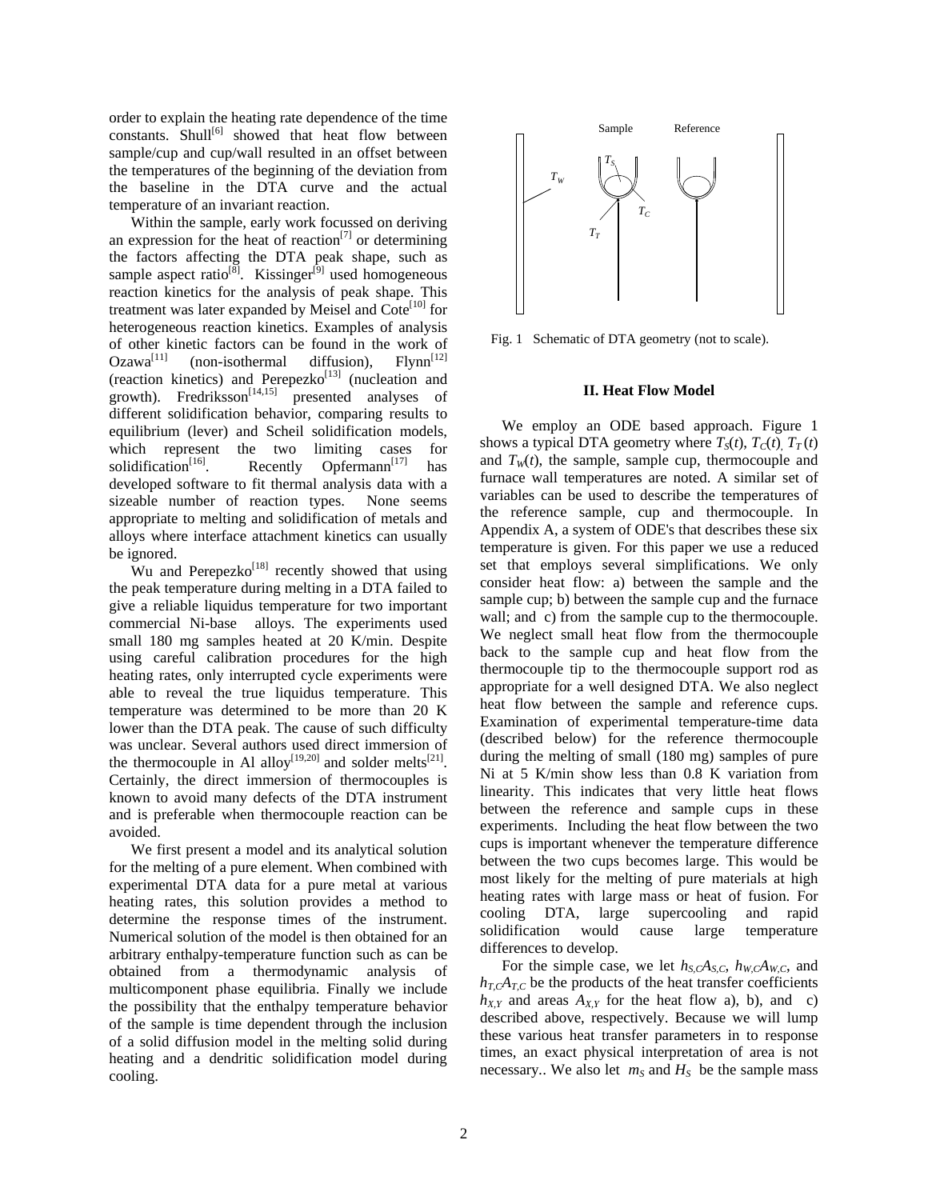order to explain the heating rate dependence of the time constants. Shull[6] showed that heat flow between sample/cup and cup/wall resulted in an offset between the temperatures of the beginning of the deviation from the baseline in the DTA curve and the actual temperature of an invariant reaction.

Within the sample, early work focussed on deriving an expression for the heat of reaction[7] or determining the factors affecting the DTA peak shape, such as sample aspect ratio[8]. Kissinger[9] used homogeneous reaction kinetics for the analysis of peak shape. This treatment was later expanded by Meisel and Cote[10] for heterogeneous reaction kinetics. Examples of analysis of other kinetic factors can be found in the work of Ozawa[11] (non-isothermal diffusion), Flynn[12] (reaction kinetics) and Perepezko[13] (nucleation and growth). Fredriksson[14,15] presented analyses of different solidification behavior, comparing results to equilibrium (lever) and Scheil solidification models, which represent the two limiting cases for solidification[16]. Recently Opfermann[17] has developed software to fit thermal analysis data with a sizeable number of reaction types. None seems appropriate to melting and solidification of metals and alloys where interface attachment kinetics can usually be ignored.

Wu and Perepezko[18] recently showed that using the peak temperature during melting in a DTA failed to give a reliable liquidus temperature for two important commercial Ni-base alloys. The experiments used small 180 mg samples heated at 20 K/min. Despite using careful calibration procedures for the high heating rates, only interrupted cycle experiments were able to reveal the true liquidus temperature. This temperature was determined to be more than 20 K lower than the DTA peak. The cause of such difficulty was unclear. Several authors used direct immersion of the thermocouple in Al alloy[19,20] and solder melts[21]. Certainly, the direct immersion of thermocouples is known to avoid many defects of the DTA instrument and is preferable when thermocouple reaction can be avoided.

We first present a model and its analytical solution for the melting of a pure element. When combined with experimental DTA data for a pure metal at various heating rates, this solution provides a method to determine the response times of the instrument. Numerical solution of the model is then obtained for an arbitrary enthalpy-temperature function such as can be obtained from a thermodynamic analysis of multicomponent phase equilibria. Finally we include the possibility that the enthalpy temperature behavior of the sample is time dependent through the inclusion of a solid diffusion model in the melting solid during heating and a dendritic solidification model during cooling.

Fig. 1 Schematic of DTA geometry (not to scale).

## II. Heat Flow Model

We employ an ODE based approach. Figure 1 shows a typical DTA geometry where $T_S(t)$, $T_C(t)$, $T_T(t)$ and $T_W(t)$, the sample, sample cup, thermocouple and furnace wall temperatures are noted. A similar set of variables can be used to describe the temperatures of the reference sample, cup and thermocouple. In Appendix A, a system of ODE's that describes these six temperature is given. For this paper we use a reduced set that employs several simplifications. We only consider heat flow: a) between the sample and the sample cup; b) between the sample cup and the furnace wall; and c) from the sample cup to the thermocouple. We neglect small heat flow from the thermocouple back to the sample cup and heat flow from the thermocouple tip to the thermocouple support rod as appropriate for a well designed DTA. We also neglect heat flow between the sample and reference cups. Examination of experimental temperature-time data (described below) for the reference thermocouple during the melting of small (180 mg) samples of pure Ni at 5 K/min show less than 0.8 K variation from linearity. This indicates that very little heat flows between the reference and sample cups in these experiments. Including the heat flow between the two cups is important whenever the temperature difference between the two cups becomes large. This would be most likely for the melting of pure materials at high heating rates with large mass or heat of fusion. For cooling DTA, large supercooling and rapid solidification would cause large temperature differences to develop.

For the simple case, we let $h_{S,C}A_{S,C}$, $h_{W,C}A_{W,C}$, and $h_{T,C}A_{T,C}$ be the products of the heat transfer coefficients $h_{X,Y}$ and areas $A_{X,Y}$ for the heat flow a), b), and c) described above, respectively. Because we will lump these various heat transfer parameters in to response times, an exact physical interpretation of area is not necessary.. We also let $m_S$ and $H_S$ be the sample mass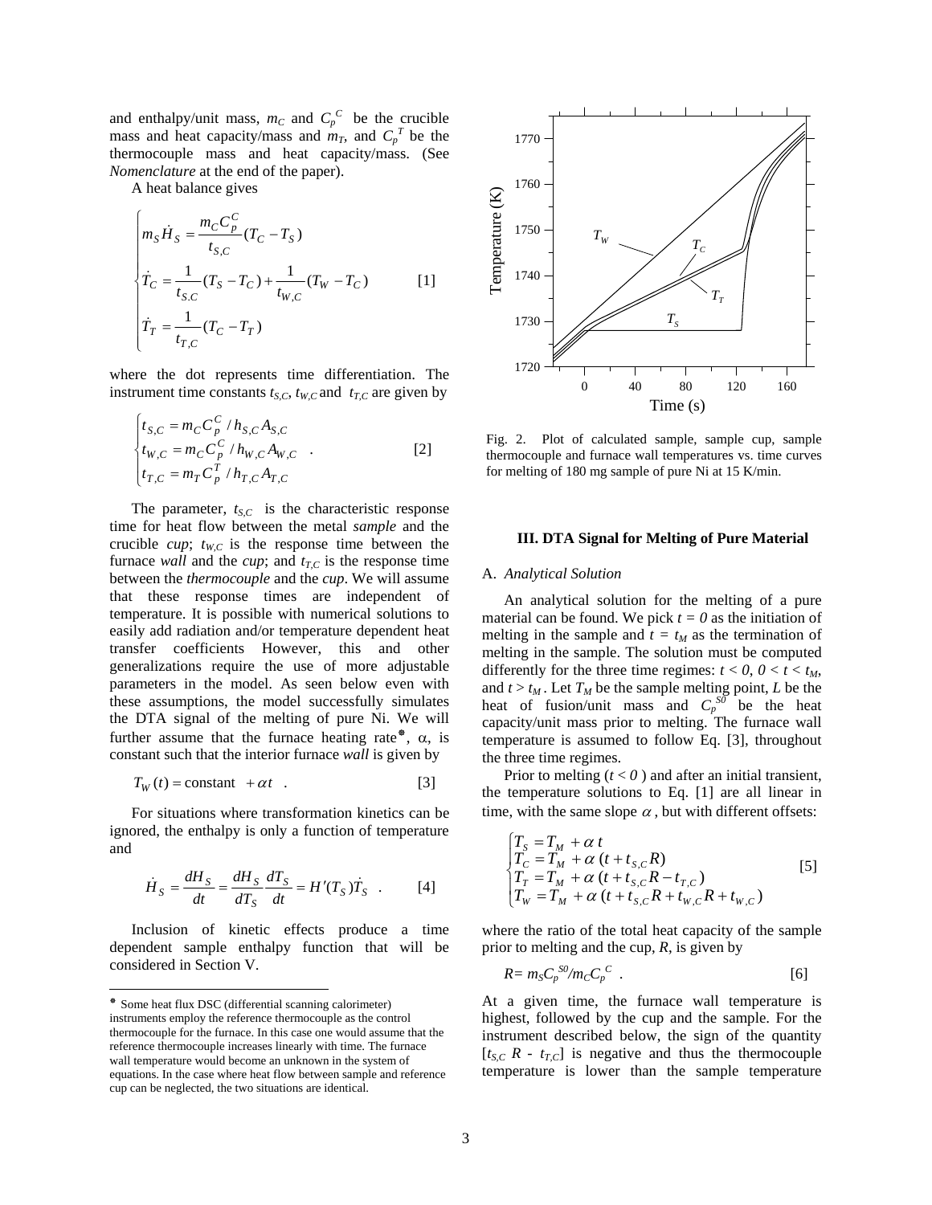and enthalpy/unit mass, $m_C$ and $C_p^C$ be the crucible mass and heat capacity/mass and $m_T$, and $C_p^T$ be the thermocouple mass and heat capacity/mass. (See *Nomenclature* at the end of the paper).

A heat balance gives

$$\begin{cases} m_S \dot{H}_S = \dfrac{m_C C_p^C}{t_{S,C}}(T_C - T_S) \\ \dot{T}_C = \dfrac{1}{t_{S,C}}(T_S - T_C) + \dfrac{1}{t_{W,C}}(T_W - T_C) \\ \dot{T}_T = \dfrac{1}{t_{T,C}}(T_C - T_T) \end{cases} \quad [1]$$

where the dot represents time differentiation. The instrument time constants $t_{S,C}$, $t_{W,C}$ and $t_{T,C}$ are given by

$$\begin{cases} t_{S,C} = m_C C_p^C / h_{S,C} A_{S,C} \\ t_{W,C} = m_C C_p^C / h_{W,C} A_{W,C} \\ t_{T,C} = m_T C_p^T / h_{T,C} A_{T,C} \end{cases} \quad . \quad [2]$$

The parameter, $t_{S,C}$ is the characteristic response time for heat flow between the metal *sample* and the crucible *cup*; $t_{W,C}$ is the response time between the furnace *wall* and the *cup*; and $t_{T,C}$ is the response time between the *thermocouple* and the *cup*. We will assume that these response times are independent of temperature. It is possible with numerical solutions to easily add radiation and/or temperature dependent heat transfer coefficients However, this and other generalizations require the use of more adjustable parameters in the model. As seen below even with these assumptions, the model successfully simulates the DTA signal of the melting of pure Ni. We will further assume that the furnace heating rate*, α, is constant such that the interior furnace *wall* is given by

$$T_W(t) = \text{constant} \ + \alpha t \quad . \quad [3]$$

For situations where transformation kinetics can be ignored, the enthalpy is only a function of temperature and

$$\dot{H}_S = \frac{dH_S}{dt} = \frac{dH_S}{dT_S}\frac{dT_S}{dt} = H'(T_S)\dot{T}_S \quad . \quad [4]$$

Inclusion of kinetic effects produce a time dependent sample enthalpy function that will be considered in Section V.

* Some heat flux DSC (differential scanning calorimeter) instruments employ the reference thermocouple as the control thermocouple for the furnace. In this case one would assume that the reference thermocouple increases linearly with time. The furnace wall temperature would become an unknown in the system of equations. In the case where heat flow between sample and reference cup can be neglected, the two situations are identical.

Fig. 2. Plot of calculated sample, sample cup, sample thermocouple and furnace wall temperatures vs. time curves for melting of 180 mg sample of pure Ni at 15 K/min.

## III. DTA Signal for Melting of Pure Material

### A. *Analytical Solution*

An analytical solution for the melting of a pure material can be found. We pick $t = 0$ as the initiation of melting in the sample and $t = t_M$ as the termination of melting in the sample. The solution must be computed differently for the three time regimes: $t < 0$, $0 < t < t_M$, and $t > t_M$. Let $T_M$ be the sample melting point, $L$ be the heat of fusion/unit mass and $C_p^{S0}$ be the heat capacity/unit mass prior to melting. The furnace wall temperature is assumed to follow Eq. [3], throughout the three time regimes.

Prior to melting ($t < 0$) and after an initial transient, the temperature solutions to Eq. [1] are all linear in time, with the same slope $\alpha$, but with different offsets:

$$\begin{cases} T_S = T_M + \alpha\, t \\ T_C = T_M + \alpha\,(t + t_{S,C} R) \\ T_T = T_M + \alpha\,(t + t_{S,C} R - t_{T,C}) \\ T_W = T_M + \alpha\,(t + t_{S,C} R + t_{W,C} R + t_{W,C}) \end{cases} \quad [5]$$

where the ratio of the total heat capacity of the sample prior to melting and the cup, $R$, is given by

$$R = m_S C_p^{S0} / m_C C_p^C \quad . \quad [6]$$

At a given time, the furnace wall temperature is highest, followed by the cup and the sample. For the instrument described below, the sign of the quantity $[t_{S,C} R - t_{T,C}]$ is negative and thus the thermocouple temperature is lower than the sample temperature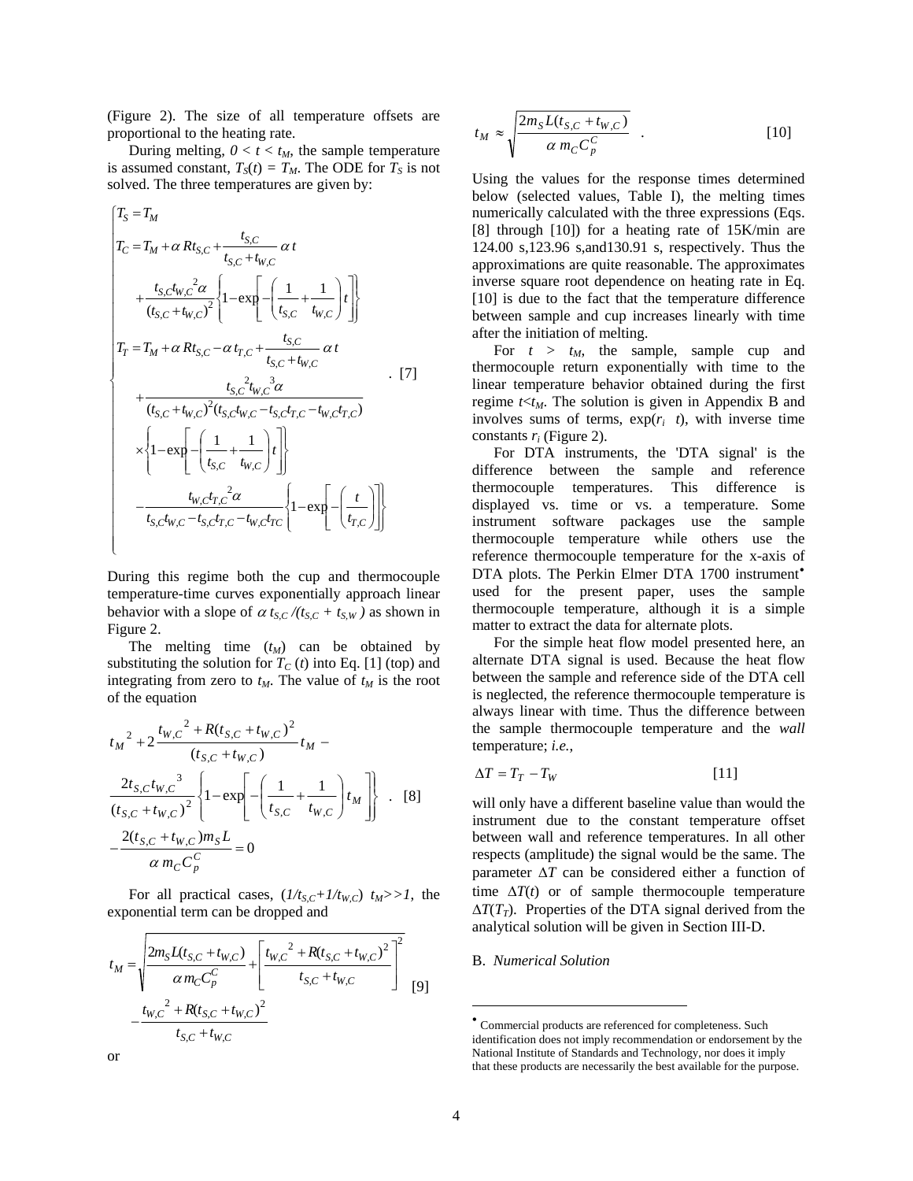(Figure 2). The size of all temperature offsets are proportional to the heating rate.

During melting, $0 < t < t_M$, the sample temperature is assumed constant, $T_S(t) = T_M$. The ODE for $T_S$ is not solved. The three temperatures are given by:

$$
\begin{cases}
T_S = T_M \\
T_C = T_M + \alpha R t_{S,C} + \dfrac{t_{S,C}}{t_{S,C}+t_{W,C}} \alpha t \\
\quad + \dfrac{t_{S,C} t_{W,C}{}^2 \alpha}{(t_{S,C}+t_{W,C})^2} \left\{ 1 - \exp\left[ -\left( \dfrac{1}{t_{S,C}} + \dfrac{1}{t_{W,C}} \right) t \right] \right\} \\
T_T = T_M + \alpha R t_{S,C} - \alpha t_{T,C} + \dfrac{t_{S,C}}{t_{S,C}+t_{W,C}} \alpha t \\
\quad + \dfrac{t_{S,C}{}^2 t_{W,C}{}^3 \alpha}{(t_{S,C}+t_{W,C})^2 (t_{S,C} t_{W,C} - t_{S,C} t_{T,C} - t_{W,C} t_{T,C})} \\
\quad \times \left\{ 1 - \exp\left[ -\left( \dfrac{1}{t_{S,C}} + \dfrac{1}{t_{W,C}} \right) t \right] \right\} \\
\quad - \dfrac{t_{W,C} t_{T,C}{}^2 \alpha}{t_{S,C} t_{W,C} - t_{S,C} t_{T,C} - t_{W,C} t_{TC}} \left\{ 1 - \exp\left[ -\left( \dfrac{t}{t_{T,C}} \right) \right] \right\}
\end{cases}
\quad . \quad [7]
$$

During this regime both the cup and thermocouple temperature-time curves exponentially approach linear behavior with a slope of $\alpha\, t_{S,C} /(t_{S,C} + t_{S,W})$ as shown in Figure 2.

The melting time ($t_M$) can be obtained by substituting the solution for $T_C(t)$ into Eq. [1] (top) and integrating from zero to $t_M$. The value of $t_M$ is the root of the equation

$$
\begin{aligned}
& t_M{}^2 + 2\frac{t_{W,C}{}^2 + R(t_{S,C}+t_{W,C})^2}{(t_{S,C}+t_{W,C})} t_M - \\
& \frac{2 t_{S,C} t_{W,C}{}^3}{(t_{S,C}+t_{W,C})^2} \left\{ 1 - \exp\left[ -\left( \frac{1}{t_{S,C}} + \frac{1}{t_{W,C}} \right) t_M \right] \right\} \quad . \quad [8] \\
& - \frac{2(t_{S,C}+t_{W,C}) m_S L}{\alpha\, m_C C_p^C} = 0
\end{aligned}
$$

For all practical cases, $(1/t_{S,C}+1/t_{W,C})\ t_M >> 1$, the exponential term can be dropped and

$$
t_M = \sqrt{\frac{2 m_S L (t_{S,C}+t_{W,C})}{\alpha\, m_C C_p^C} + \left[ \frac{t_{W,C}{}^2 + R(t_{S,C}+t_{W,C})^2}{t_{S,C}+t_{W,C}} \right]^2} - \frac{t_{W,C}{}^2 + R(t_{S,C}+t_{W,C})^2}{t_{S,C}+t_{W,C}} \quad [9]
$$

or

$$
t_M \approx \sqrt{\frac{2 m_S L (t_{S,C}+t_{W,C})}{\alpha\, m_C C_p^C}} \quad . \quad [10]
$$

Using the values for the response times determined below (selected values, Table I), the melting times numerically calculated with the three expressions (Eqs. [8] through [10]) for a heating rate of 15K/min are 124.00 s,123.96 s,and130.91 s, respectively. Thus the approximations are quite reasonable. The approximates inverse square root dependence on heating rate in Eq. [10] is due to the fact that the temperature difference between sample and cup increases linearly with time after the initiation of melting.

For $t > t_M$, the sample, sample cup and thermocouple return exponentially with time to the linear temperature behavior obtained during the first regime $t<t_M$. The solution is given in Appendix B and involves sums of terms, $\exp(r_i\ t)$, with inverse time constants $r_i$ (Figure 2).

For DTA instruments, the 'DTA signal' is the difference between the sample and reference thermocouple temperatures. This difference is displayed vs. time or vs. a temperature. Some instrument software packages use the sample thermocouple temperature while others use the reference thermocouple temperature for the x-axis of DTA plots. The Perkin Elmer DTA 1700 instrument• used for the present paper, uses the sample thermocouple temperature, although it is a simple matter to extract the data for alternate plots.

For the simple heat flow model presented here, an alternate DTA signal is used. Because the heat flow between the sample and reference side of the DTA cell is neglected, the reference thermocouple temperature is always linear with time. Thus the difference between the sample thermocouple temperature and the *wall* temperature; *i.e.*,

$$
\Delta T = T_T - T_W \quad [11]
$$

will only have a different baseline value than would the instrument due to the constant temperature offset between wall and reference temperatures. In all other respects (amplitude) the signal would be the same. The parameter $\Delta T$ can be considered either a function of time $\Delta T(t)$ or of sample thermocouple temperature $\Delta T(T_T)$. Properties of the DTA signal derived from the analytical solution will be given in Section III-D.

B. *Numerical Solution*

---

• Commercial products are referenced for completeness. Such identification does not imply recommendation or endorsement by the National Institute of Standards and Technology, nor does it imply that these products are necessarily the best available for the purpose.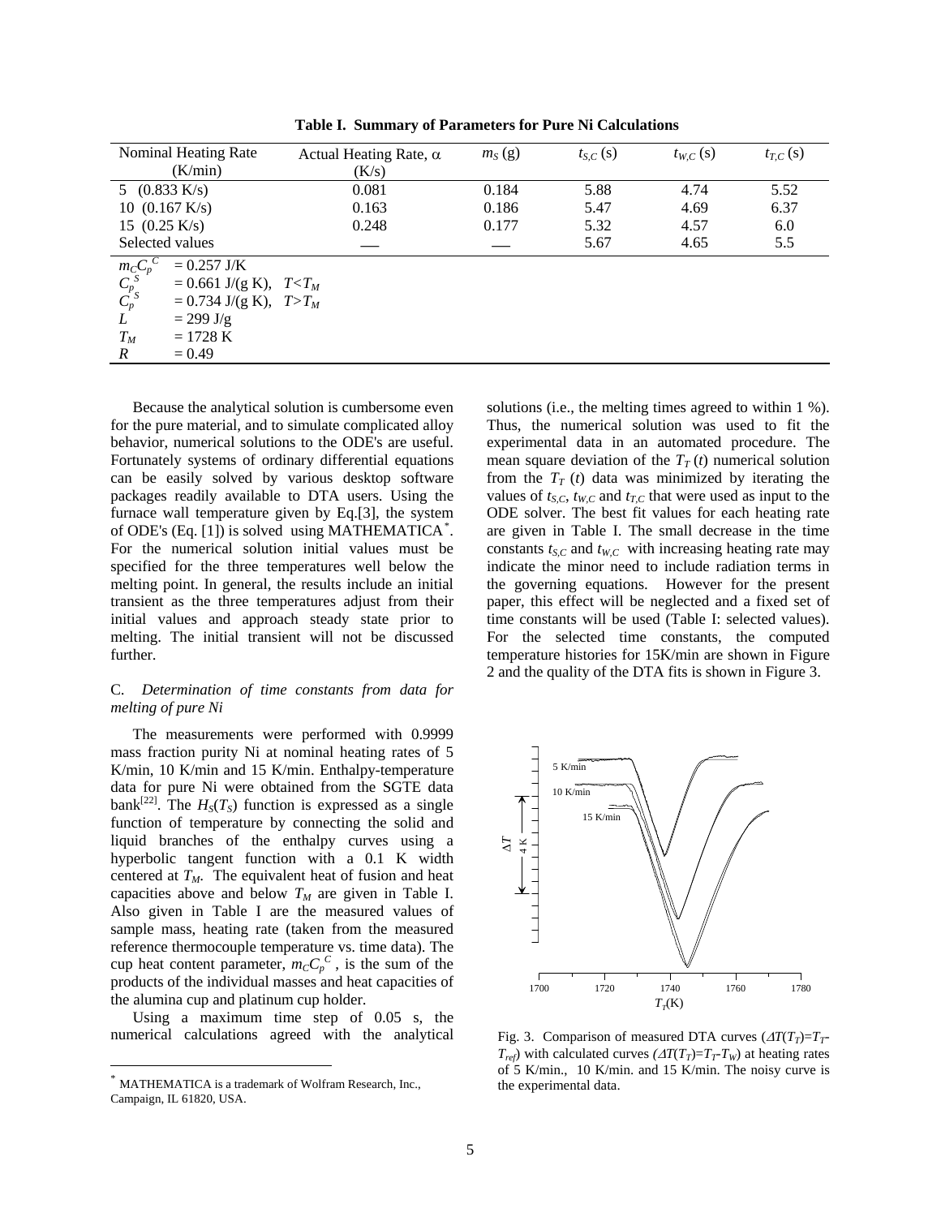**Table I. Summary of Parameters for Pure Ni Calculations**

| Nominal Heating Rate (K/min) | Actual Heating Rate, $\alpha$ (K/s) | $m_S$ (g) | $t_{S,C}$ (s) | $t_{W,C}$ (s) | $t_{T,C}$ (s) |
|---|---|---|---|---|---|
| 5 (0.833 K/s) | 0.081 | 0.184 | 5.88 | 4.74 | 5.52 |
| 10 (0.167 K/s) | 0.163 | 0.186 | 5.47 | 4.69 | 6.37 |
| 15 (0.25 K/s) | 0.248 | 0.177 | 5.32 | 4.57 | 6.0 |
| Selected values | — | — | 5.67 | 4.65 | 5.5 |

$m_C C_p^C$ = 0.257 J/K
$C_p^S$ = 0.661 J/(g K), $T<T_M$
$C_p^S$ = 0.734 J/(g K), $T>T_M$
$L$ = 299 J/g
$T_M$ = 1728 K
$R$ = 0.49

Because the analytical solution is cumbersome even for the pure material, and to simulate complicated alloy behavior, numerical solutions to the ODE's are useful. Fortunately systems of ordinary differential equations can be easily solved by various desktop software packages readily available to DTA users. Using the furnace wall temperature given by Eq.[3], the system of ODE's (Eq. [1]) is solved using MATHEMATICA*. For the numerical solution initial values must be specified for the three temperatures well below the melting point. In general, the results include an initial transient as the three temperatures adjust from their initial values and approach steady state prior to melting. The initial transient will not be discussed further.

### C. *Determination of time constants from data for melting of pure Ni*

The measurements were performed with 0.9999 mass fraction purity Ni at nominal heating rates of 5 K/min, 10 K/min and 15 K/min. Enthalpy-temperature data for pure Ni were obtained from the SGTE data bank[22]. The $H_S(T_S)$ function is expressed as a single function of temperature by connecting the solid and liquid branches of the enthalpy curves using a hyperbolic tangent function with a 0.1 K width centered at $T_M$. The equivalent heat of fusion and heat capacities above and below $T_M$ are given in Table I. Also given in Table I are the measured values of sample mass, heating rate (taken from the measured reference thermocouple temperature vs. time data). The cup heat content parameter, $m_C C_p^C$, is the sum of the products of the individual masses and heat capacities of the alumina cup and platinum cup holder.

Using a maximum time step of 0.05 s, the numerical calculations agreed with the analytical solutions (i.e., the melting times agreed to within 1 %). Thus, the numerical solution was used to fit the experimental data in an automated procedure. The mean square deviation of the $T_T(t)$ numerical solution from the $T_T(t)$ data was minimized by iterating the values of $t_{S,C}$, $t_{W,C}$ and $t_{T,C}$ that were used as input to the ODE solver. The best fit values for each heating rate are given in Table I. The small decrease in the time constants $t_{S,C}$ and $t_{W,C}$ with increasing heating rate may indicate the minor need to include radiation terms in the governing equations. However for the present paper, this effect will be neglected and a fixed set of time constants will be used (Table I: selected values). For the selected time constants, the computed temperature histories for 15K/min are shown in Figure 2 and the quality of the DTA fits is shown in Figure 3.

Fig. 3. Comparison of measured DTA curves ($\Delta T(T_T)=T_T-T_{ref}$) with calculated curves ($\Delta T(T_T)=T_T-T_W$) at heating rates of 5 K/min., 10 K/min. and 15 K/min. The noisy curve is the experimental data.

\* MATHEMATICA is a trademark of Wolfram Research, Inc., Campaign, IL 61820, USA.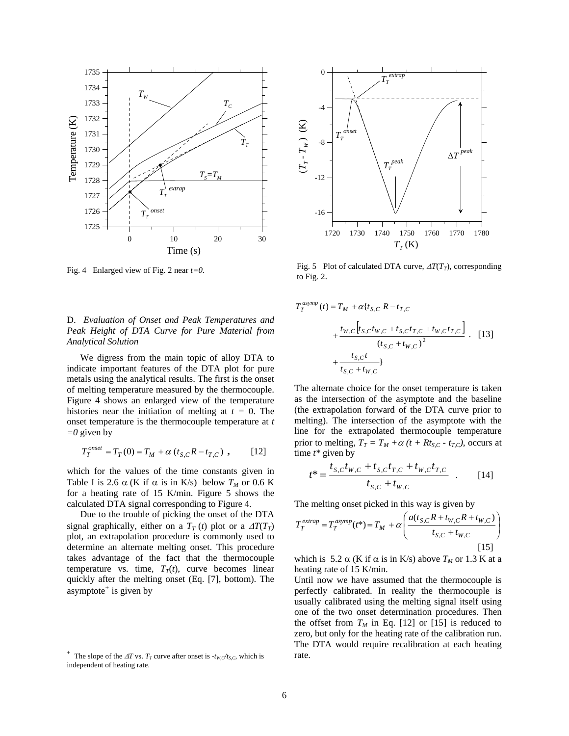Fig. 4 Enlarged view of Fig. 2 near $t=0$.

Fig. 5 Plot of calculated DTA curve, $\Delta T(T_T)$, corresponding to Fig. 2.

D. *Evaluation of Onset and Peak Temperatures and Peak Height of DTA Curve for Pure Material from Analytical Solution*

We digress from the main topic of alloy DTA to indicate important features of the DTA plot for pure metals using the analytical results. The first is the onset of melting temperature measured by the thermocouple. Figure 4 shows an enlarged view of the temperature histories near the initiation of melting at $t = 0$. The onset temperature is the thermocouple temperature at $t = 0$ given by

$$T_T^{onset} = T_T(0) = T_M + \alpha\,(t_{S,C}R - t_{T,C})\ , \qquad [12]$$

which for the values of the time constants given in Table I is 2.6 $\alpha$ (K if $\alpha$ is in K/s) below $T_M$ or 0.6 K for a heating rate of 15 K/min. Figure 5 shows the calculated DTA signal corresponding to Figure 4.

Due to the trouble of picking the onset of the DTA signal graphically, either on a $T_T(t)$ plot or a $\Delta T(T_T)$ plot, an extrapolation procedure is commonly used to determine an alternate melting onset. This procedure takes advantage of the fact that the thermocouple temperature vs. time, $T_T(t)$, curve becomes linear quickly after the melting onset (Eq. [7], bottom). The asymptote[+] is given by

$$T_T^{asymp}(t) = T_M + \alpha\Big\{t_{S,C}\,R - t_{T,C} + \frac{t_{W,C}\left[t_{S,C}t_{W,C} + t_{S,C}t_{T,C} + t_{W,C}t_{T,C}\right]}{(t_{S,C} + t_{W,C})^2} + \frac{t_{S,C}\,t}{t_{S,C} + t_{W,C}}\Big\} \ . \qquad [13]$$

The alternate choice for the onset temperature is taken as the intersection of the asymptote and the baseline (the extrapolation forward of the DTA curve prior to melting). The intersection of the asymptote with the line for the extrapolated thermocouple temperature prior to melting, $T_T = T_M + \alpha\,(t + Rt_{S,C} - t_{T,C})$, occurs at time $t^*$ given by

$$t^* = \frac{t_{S,C}t_{W,C} + t_{S,C}t_{T,C} + t_{W,C}t_{T,C}}{t_{S,C} + t_{W,C}} \quad . \qquad [14]$$

The melting onset picked in this way is given by

$$T_T^{extrap} = T_T^{asymp}(t^*) = T_M + \alpha\left(\frac{a(t_{S,C}R + t_{W,C}R + t_{W,C})}{t_{S,C} + t_{W,C}}\right) \qquad [15]$$

which is 5.2 $\alpha$ (K if $\alpha$ is in K/s) above $T_M$ or 1.3 K at a heating rate of 15 K/min.

Until now we have assumed that the thermocouple is perfectly calibrated. In reality the thermocouple is usually calibrated using the melting signal itself using one of the two onset determination procedures. Then the offset from $T_M$ in Eq. [12] or [15] is reduced to zero, but only for the heating rate of the calibration run. The DTA would require recalibration at each heating rate.

[+] The slope of the $\Delta T$ vs. $T_T$ curve after onset is $-t_{W,C}/t_{S,C}$, which is independent of heating rate.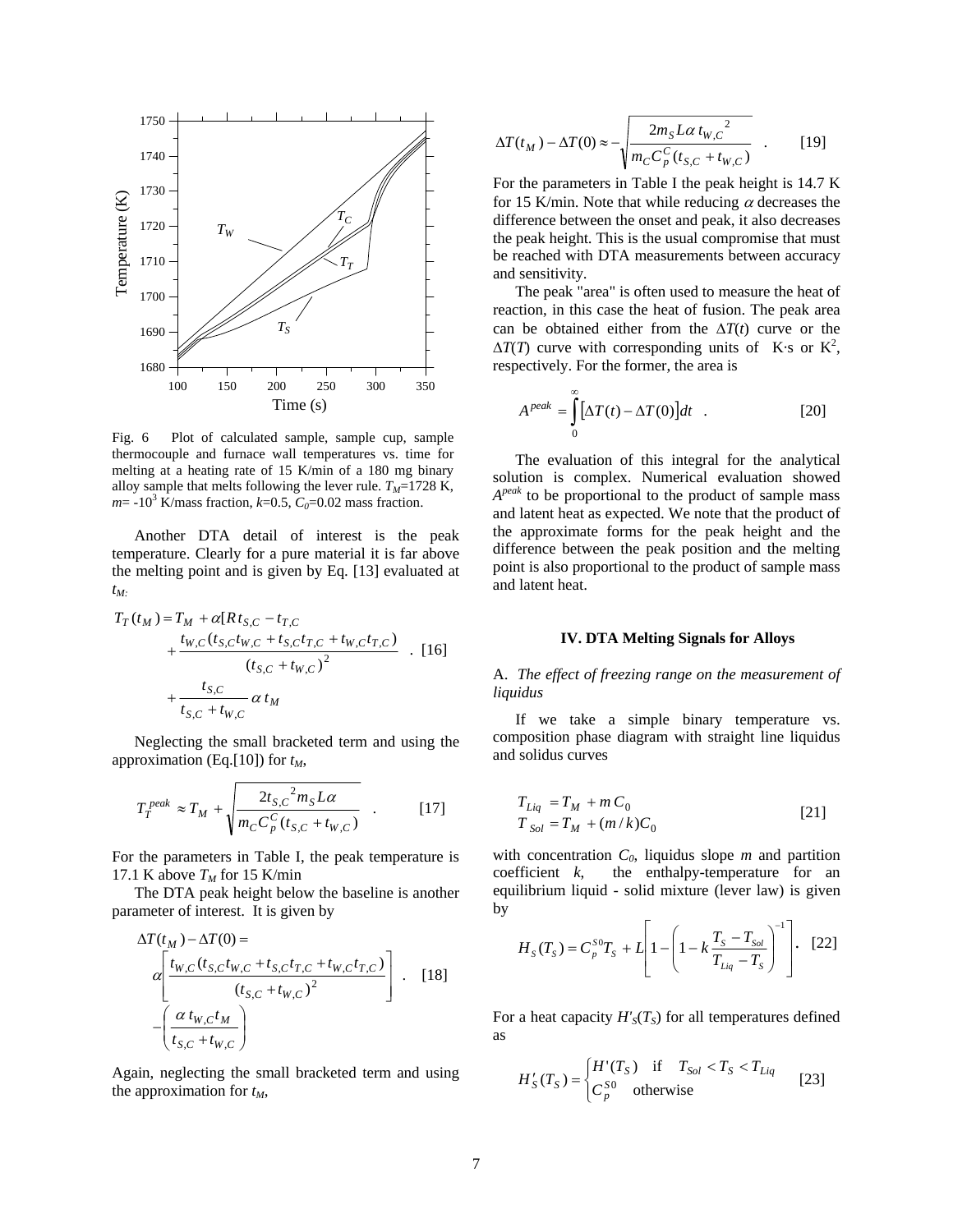Fig. 6 Plot of calculated sample, sample cup, sample thermocouple and furnace wall temperatures vs. time for melting at a heating rate of 15 K/min of a 180 mg binary alloy sample that melts following the lever rule. $T_M$=1728 K, $m$= -10$^3$ K/mass fraction, $k$=0.5, $C_0$=0.02 mass fraction.

Another DTA detail of interest is the peak temperature. Clearly for a pure material it is far above the melting point and is given by Eq. [13] evaluated at $t_M$:

$$T_T(t_M) = T_M + \alpha[R t_{S,C} - t_{T,C} + \frac{t_{W,C}(t_{S,C}t_{W,C} + t_{S,C}t_{T,C} + t_{W,C}t_{T,C})}{(t_{S,C}+t_{W,C})^2} + \frac{t_{S,C}}{t_{S,C}+t_{W,C}}\alpha\, t_M \quad [16]$$

Neglecting the small bracketed term and using the approximation (Eq.[10]) for $t_M$,

$$T_T^{peak} \approx T_M + \sqrt{\frac{2t_{S,C}{}^2 m_S L\alpha}{m_C C_p^C (t_{S,C}+t_{W,C})}} \quad . \quad [17]$$

For the parameters in Table I, the peak temperature is 17.1 K above $T_M$ for 15 K/min

The DTA peak height below the baseline is another parameter of interest. It is given by

$$\Delta T(t_M) - \Delta T(0) = \alpha\left[\frac{t_{W,C}(t_{S,C}t_{W,C} + t_{S,C}t_{T,C} + t_{W,C}t_{T,C})}{(t_{S,C}+t_{W,C})^2}\right] - \left(\frac{\alpha\, t_{W,C}t_M}{t_{S,C}+t_{W,C}}\right) \quad . \quad [18]$$

Again, neglecting the small bracketed term and using the approximation for $t_M$,

$$\Delta T(t_M) - \Delta T(0) \approx -\sqrt{\frac{2m_S L\alpha\, t_{W,C}{}^2}{m_C C_p^C (t_{S,C}+t_{W,C})}} \quad . \quad [19]$$

For the parameters in Table I the peak height is 14.7 K for 15 K/min. Note that while reducing $\alpha$ decreases the difference between the onset and peak, it also decreases the peak height. This is the usual compromise that must be reached with DTA measurements between accuracy and sensitivity.

The peak "area" is often used to measure the heat of reaction, in this case the heat of fusion. The peak area can be obtained either from the $\Delta T(t)$ curve or the $\Delta T(T)$ curve with corresponding units of K·s or K$^2$, respectively. For the former, the area is

$$A^{peak} = \int_0^\infty [\Delta T(t) - \Delta T(0)]dt \quad . \quad [20]$$

The evaluation of this integral for the analytical solution is complex. Numerical evaluation showed $A^{peak}$ to be proportional to the product of sample mass and latent heat as expected. We note that the product of the approximate forms for the peak height and the difference between the peak position and the melting point is also proportional to the product of sample mass and latent heat.

## IV. DTA Melting Signals for Alloys

### A. *The effect of freezing range on the measurement of liquidus*

If we take a simple binary temperature vs. composition phase diagram with straight line liquidus and solidus curves

$$\begin{aligned} T_{Liq} &= T_M + m\, C_0 \\ T_{Sol} &= T_M + (m/k)C_0 \end{aligned} \quad [21]$$

with concentration $C_0$, liquidus slope $m$ and partition coefficient $k$, the enthalpy-temperature for an equilibrium liquid - solid mixture (lever law) is given by

$$H_S(T_S) = C_p^{S0} T_S + L\left[1 - \left(1 - k\frac{T_S - T_{Sol}}{T_{Liq} - T_S}\right)^{-1}\right]. \quad [22]$$

For a heat capacity $H'_S(T_S)$ for all temperatures defined as

$$H'_S(T_S) = \begin{cases} H'(T_S) & \text{if} \quad T_{Sol} < T_S < T_{Liq} \\ C_p^{S0} & \text{otherwise} \end{cases} \quad [23]$$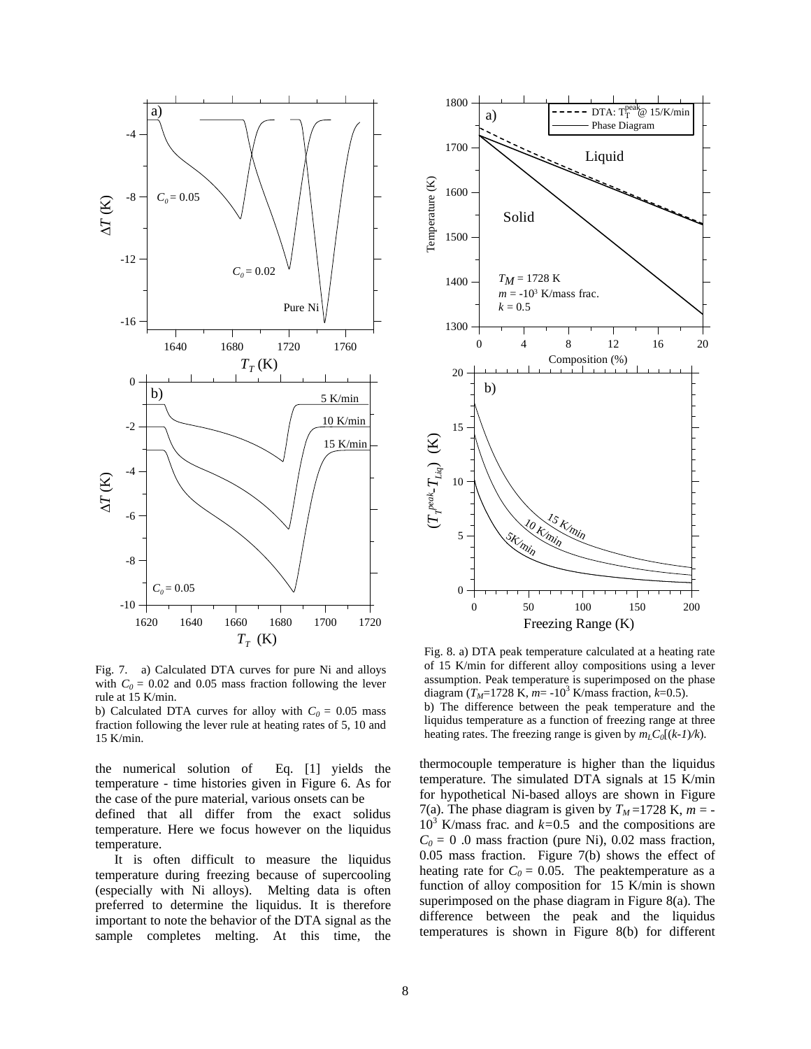Fig. 7. a) Calculated DTA curves for pure Ni and alloys with $C_0$ = 0.02 and 0.05 mass fraction following the lever rule at 15 K/min.

b) Calculated DTA curves for alloy with $C_0$ = 0.05 mass fraction following the lever rule at heating rates of 5, 10 and 15 K/min.

Fig. 8. a) DTA peak temperature calculated at a heating rate of 15 K/min for different alloy compositions using a lever assumption. Peak temperature is superimposed on the phase diagram ($T_M$=1728 K, $m$= -$10^3$ K/mass fraction, $k$=0.5).

b) The difference between the peak temperature and the liquidus temperature as a function of freezing range at three heating rates. The freezing range is given by $m_L C_0[(k-1)/k)$.

the numerical solution of Eq. [1] yields the temperature - time histories given in Figure 6. As for the case of the pure material, various onsets can be defined that all differ from the exact solidus temperature. Here we focus however on the liquidus temperature.

It is often difficult to measure the liquidus temperature during freezing because of supercooling (especially with Ni alloys). Melting data is often preferred to determine the liquidus. It is therefore important to note the behavior of the DTA signal as the sample completes melting. At this time, the thermocouple temperature is higher than the liquidus temperature. The simulated DTA signals at 15 K/min for hypothetical Ni-based alloys are shown in Figure 7(a). The phase diagram is given by $T_M$ =1728 K, $m$ = -$10^3$ K/mass frac. and $k$=0.5 and the compositions are $C_0$ = 0 .0 mass fraction (pure Ni), 0.02 mass fraction, 0.05 mass fraction. Figure 7(b) shows the effect of heating rate for $C_0$ = 0.05. The peaktemperature as a function of alloy composition for 15 K/min is shown superimposed on the phase diagram in Figure 8(a). The difference between the peak and the liquidus temperatures is shown in Figure 8(b) for different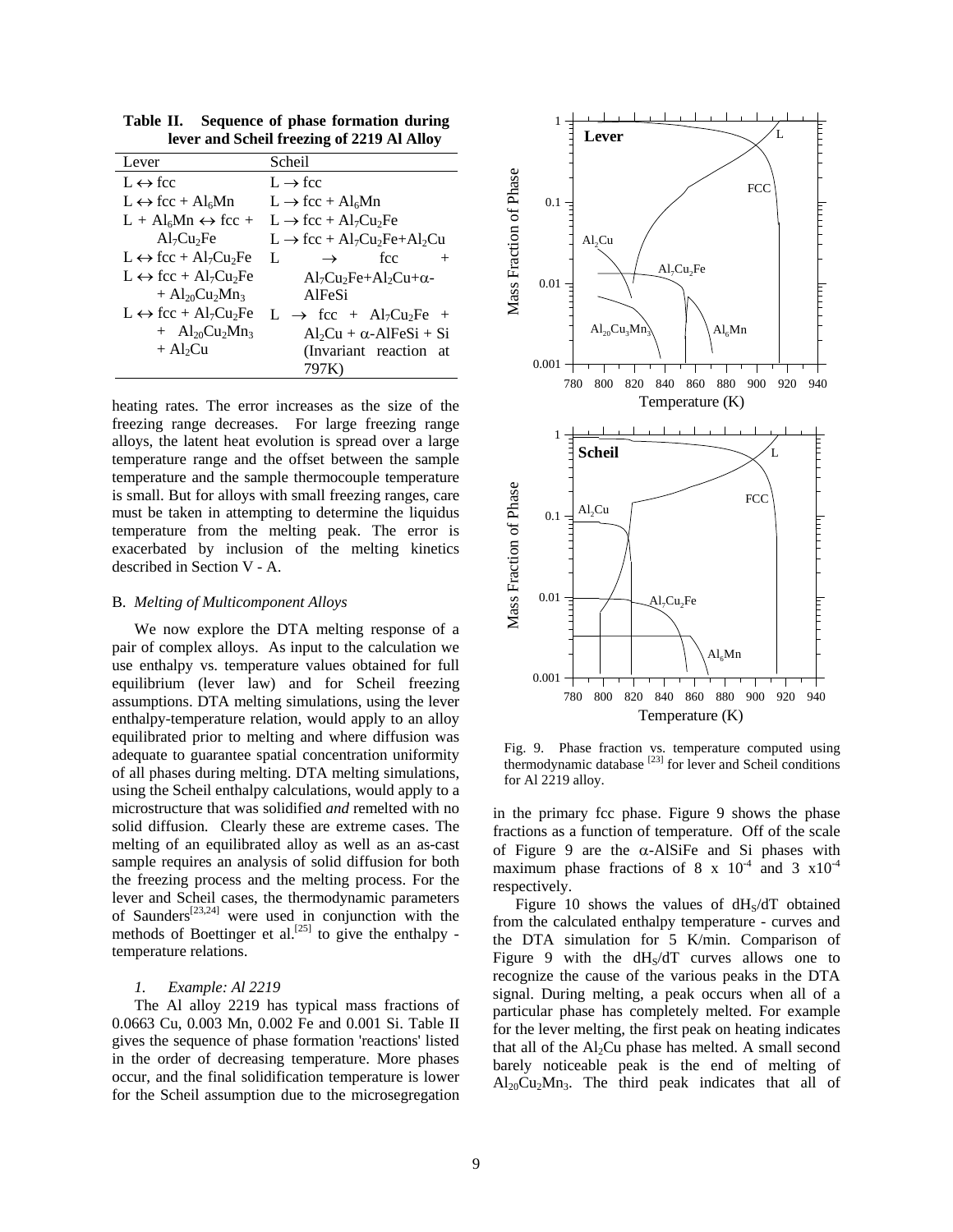**Table II. Sequence of phase formation during lever and Scheil freezing of 2219 Al Alloy**

| Lever | Scheil |
|---|---|
| $L \leftrightarrow fcc$ | $L \rightarrow fcc$ |
| $L \leftrightarrow fcc + Al_6Mn$ | $L \rightarrow fcc + Al_6Mn$ |
| $L + Al_6Mn \leftrightarrow fcc + Al_7Cu_2Fe$ | $L \rightarrow fcc + Al_7Cu_2Fe$ |
| $L \leftrightarrow fcc + Al_7Cu_2Fe$ | $L \rightarrow fcc + Al_7Cu_2Fe + Al_2Cu$ |
| $L \leftrightarrow fcc + Al_7Cu_2Fe + Al_{20}Cu_2Mn_3$ | $L \rightarrow fcc + Al_7Cu_2Fe + Al_2Cu + \alpha$-AlFeSi |
| $L \leftrightarrow fcc + Al_7Cu_2Fe + Al_{20}Cu_2Mn_3 + Al_2Cu$ | $L \rightarrow fcc + Al_7Cu_2Fe + Al_2Cu + \alpha$-AlFeSi + Si (Invariant reaction at 797K) |

heating rates. The error increases as the size of the freezing range decreases. For large freezing range alloys, the latent heat evolution is spread over a large temperature range and the offset between the sample temperature and the sample thermocouple temperature is small. But for alloys with small freezing ranges, care must be taken in attempting to determine the liquidus temperature from the melting peak. The error is exacerbated by inclusion of the melting kinetics described in Section V - A.

### B. *Melting of Multicomponent Alloys*

We now explore the DTA melting response of a pair of complex alloys. As input to the calculation we use enthalpy vs. temperature values obtained for full equilibrium (lever law) and for Scheil freezing assumptions. DTA melting simulations, using the lever enthalpy-temperature relation, would apply to an alloy equilibrated prior to melting and where diffusion was adequate to guarantee spatial concentration uniformity of all phases during melting. DTA melting simulations, using the Scheil enthalpy calculations, would apply to a microstructure that was solidified *and* remelted with no solid diffusion. Clearly these are extreme cases. The melting of an equilibrated alloy as well as an as-cast sample requires an analysis of solid diffusion for both the freezing process and the melting process. For the lever and Scheil cases, the thermodynamic parameters of Saunders[23,24] were used in conjunction with the methods of Boettinger et al.[25] to give the enthalpy - temperature relations.

#### *1. Example: Al 2219*

The Al alloy 2219 has typical mass fractions of 0.0663 Cu, 0.003 Mn, 0.002 Fe and 0.001 Si. Table II gives the sequence of phase formation 'reactions' listed in the order of decreasing temperature. More phases occur, and the final solidification temperature is lower for the Scheil assumption due to the microsegregation in the primary fcc phase. Figure 9 shows the phase fractions as a function of temperature. Off of the scale of Figure 9 are the $\alpha$-AlSiFe and Si phases with maximum phase fractions of $8 \times 10^{-4}$ and $3 \times 10^{-4}$ respectively.

Fig. 9. Phase fraction vs. temperature computed using thermodynamic database [23] for lever and Scheil conditions for Al 2219 alloy.

Figure 10 shows the values of $dH_S/dT$ obtained from the calculated enthalpy temperature - curves and the DTA simulation for 5 K/min. Comparison of Figure 9 with the $dH_S/dT$ curves allows one to recognize the cause of the various peaks in the DTA signal. During melting, a peak occurs when all of a particular phase has completely melted. For example for the lever melting, the first peak on heating indicates that all of the $Al_2Cu$ phase has melted. A small second barely noticeable peak is the end of melting of $Al_{20}Cu_2Mn_3$. The third peak indicates that all of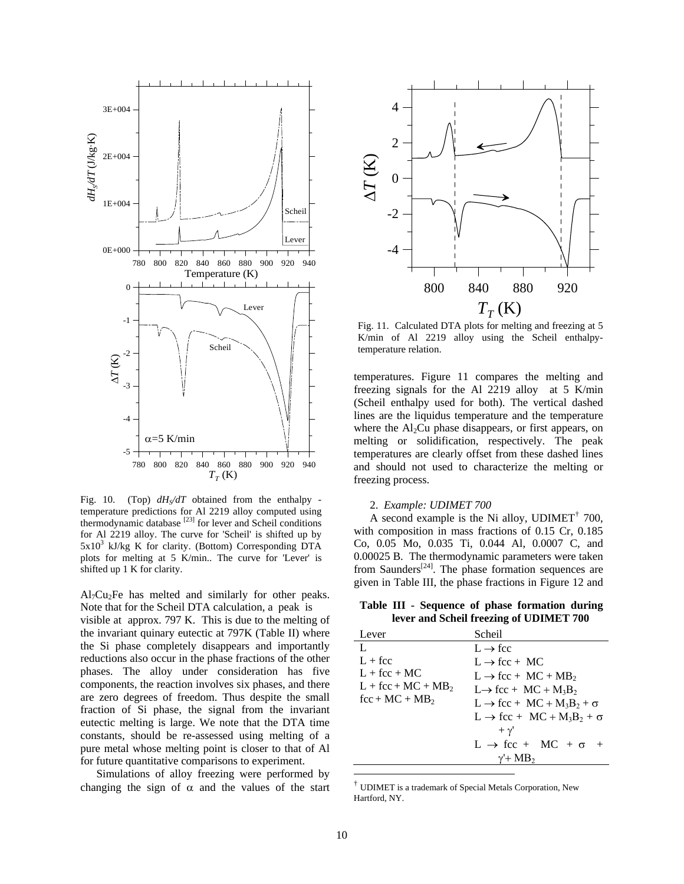Fig. 10. (Top) $dH_S/dT$ obtained from the enthalpy - temperature predictions for Al 2219 alloy computed using thermodynamic database [23] for lever and Scheil conditions for Al 2219 alloy. The curve for 'Scheil' is shifted up by $5x10^3$ kJ/kg K for clarity. (Bottom) Corresponding DTA plots for melting at 5 K/min.. The curve for 'Lever' is shifted up 1 K for clarity.

$Al_7Cu_2Fe$ has melted and similarly for other peaks. Note that for the Scheil DTA calculation, a peak is visible at approx. 797 K. This is due to the melting of the invariant quinary eutectic at 797K (Table II) where the Si phase completely disappears and importantly reductions also occur in the phase fractions of the other phases. The alloy under consideration has five components, the reaction involves six phases, and there are zero degrees of freedom. Thus despite the small fraction of Si phase, the signal from the invariant eutectic melting is large. We note that the DTA time constants, should be re-assessed using melting of a pure metal whose melting point is closer to that of Al for future quantitative comparisons to experiment.

Simulations of alloy freezing were performed by changing the sign of $\alpha$ and the values of the start temperatures. Figure 11 compares the melting and freezing signals for the Al 2219 alloy at 5 K/min (Scheil enthalpy used for both). The vertical dashed lines are the liquidus temperature and the temperature where the $Al_2Cu$ phase disappears, or first appears, on melting or solidification, respectively. The peak temperatures are clearly offset from these dashed lines and should not used to characterize the melting or freezing process.

Fig. 11. Calculated DTA plots for melting and freezing at 5 K/min of Al 2219 alloy using the Scheil enthalpy-temperature relation.

2. *Example: UDIMET 700*

A second example is the Ni alloy, UDIMET† 700, with composition in mass fractions of 0.15 Cr, 0.185 Co, 0.05 Mo, 0.035 Ti, 0.044 Al, 0.0007 C, and 0.00025 B. The thermodynamic parameters were taken from Saunders[24]. The phase formation sequences are given in Table III, the phase fractions in Figure 12 and

**Table III - Sequence of phase formation during lever and Scheil freezing of UDIMET 700**

| Lever | Scheil |
|---|---|
| L | $L \rightarrow$ fcc |
| L + fcc | $L \rightarrow$ fcc + MC |
| L + fcc + MC | $L \rightarrow$ fcc + MC + $MB_2$ |
| L + fcc + MC + $MB_2$ | $L \rightarrow$ fcc + MC + $M_3B_2$ |
| fcc + MC + $MB_2$ | $L \rightarrow$ fcc + MC + $M_3B_2$ + $\sigma$ |
| | $L \rightarrow$ fcc + MC + $M_3B_2$ + $\sigma$ + $\gamma'$ |
| | $L \rightarrow$ fcc + MC + $\sigma$ + $\gamma'$ + $MB_2$ |

† UDIMET is a trademark of Special Metals Corporation, New Hartford, NY.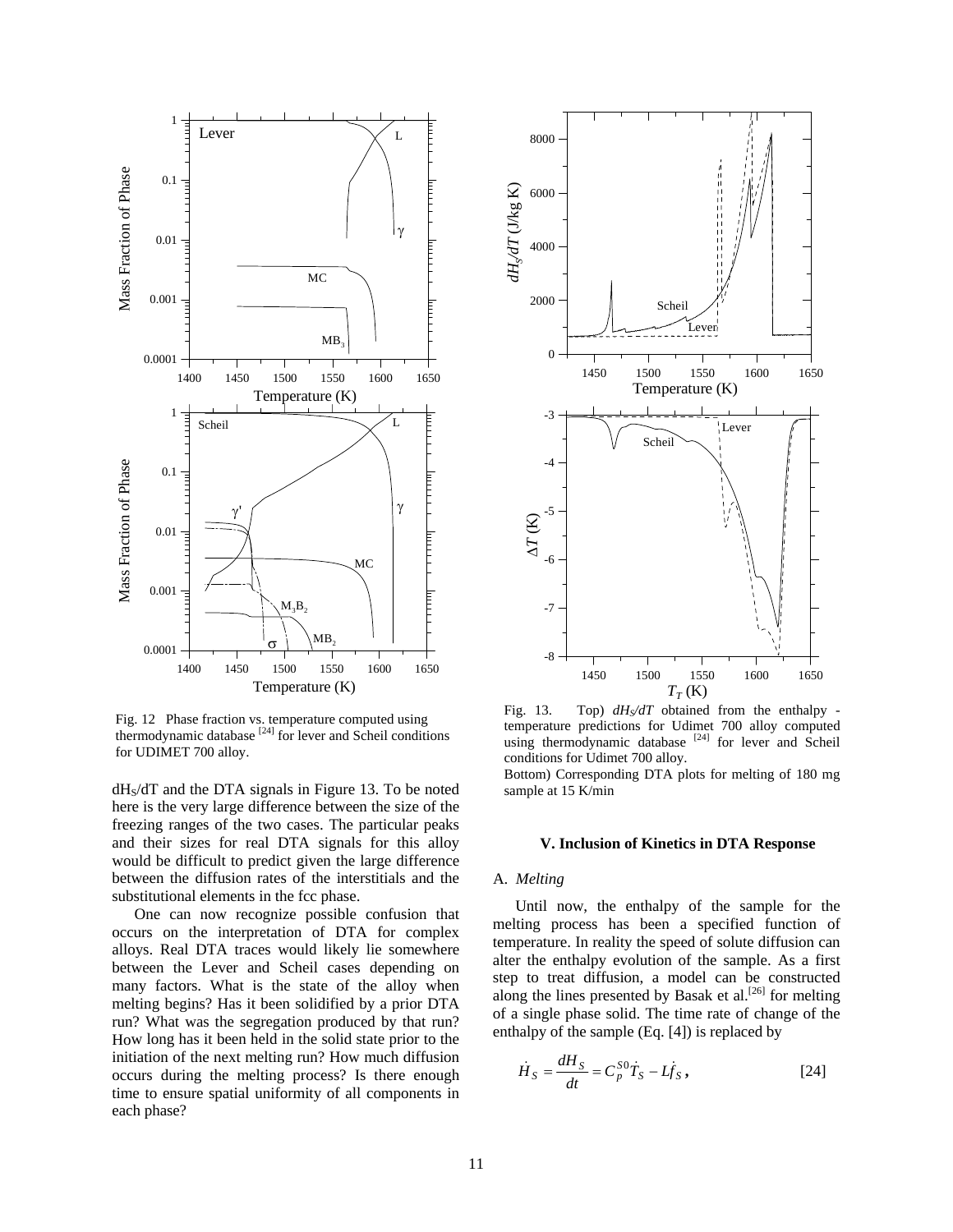Fig. 12 Phase fraction vs. temperature computed using thermodynamic database [24] for lever and Scheil conditions for UDIMET 700 alloy.

Fig. 13. Top) $dH_S/dT$ obtained from the enthalpy - temperature predictions for Udimet 700 alloy computed using thermodynamic database [24] for lever and Scheil conditions for Udimet 700 alloy.

Bottom) Corresponding DTA plots for melting of 180 mg sample at 15 K/min

$dH_S/dT$ and the DTA signals in Figure 13. To be noted here is the very large difference between the size of the freezing ranges of the two cases. The particular peaks and their sizes for real DTA signals for this alloy would be difficult to predict given the large difference between the diffusion rates of the interstitials and the substitutional elements in the fcc phase.

One can now recognize possible confusion that occurs on the interpretation of DTA for complex alloys. Real DTA traces would likely lie somewhere between the Lever and Scheil cases depending on many factors. What is the state of the alloy when melting begins? Has it been solidified by a prior DTA run? What was the segregation produced by that run? How long has it been held in the solid state prior to the initiation of the next melting run? How much diffusion occurs during the melting process? Is there enough time to ensure spatial uniformity of all components in each phase?

## V. Inclusion of Kinetics in DTA Response

### A. *Melting*

Until now, the enthalpy of the sample for the melting process has been a specified function of temperature. In reality the speed of solute diffusion can alter the enthalpy evolution of the sample. As a first step to treat diffusion, a model can be constructed along the lines presented by Basak et al.[26] for melting of a single phase solid. The time rate of change of the enthalpy of the sample (Eq. [4]) is replaced by

$$\dot{H}_S = \frac{dH_S}{dt} = C_p^{S0}\dot{T}_S - L\dot{f}_S\,, \qquad [24]$$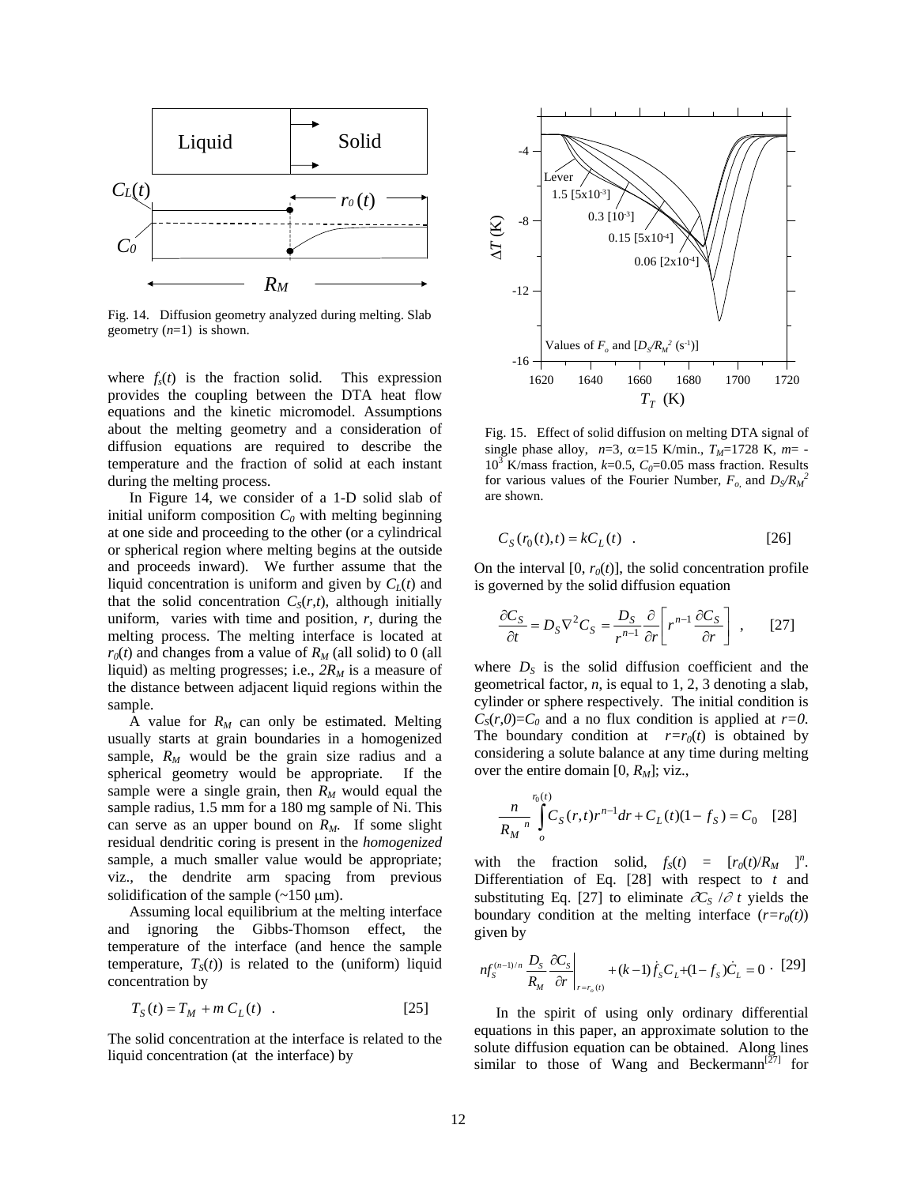Fig. 14. Diffusion geometry analyzed during melting. Slab geometry ($n$=1) is shown.

where $f_s(t)$ is the fraction solid. This expression provides the coupling between the DTA heat flow equations and the kinetic micromodel. Assumptions about the melting geometry and a consideration of diffusion equations are required to describe the temperature and the fraction of solid at each instant during the melting process.

In Figure 14, we consider of a 1-D solid slab of initial uniform composition $C_0$ with melting beginning at one side and proceeding to the other (or a cylindrical or spherical region where melting begins at the outside and proceeds inward). We further assume that the liquid concentration is uniform and given by $C_L(t)$ and that the solid concentration $C_S(r,t)$, although initially uniform, varies with time and position, $r$, during the melting process. The melting interface is located at $r_0(t)$ and changes from a value of $R_M$ (all solid) to 0 (all liquid) as melting progresses; i.e., $2R_M$ is a measure of the distance between adjacent liquid regions within the sample.

A value for $R_M$ can only be estimated. Melting usually starts at grain boundaries in a homogenized sample, $R_M$ would be the grain size radius and a spherical geometry would be appropriate. If the sample were a single grain, then $R_M$ would equal the sample radius, 1.5 mm for a 180 mg sample of Ni. This can serve as an upper bound on $R_M$. If some slight residual dendritic coring is present in the *homogenized* sample, a much smaller value would be appropriate; viz., the dendrite arm spacing from previous solidification of the sample (~150 μm).

Assuming local equilibrium at the melting interface and ignoring the Gibbs-Thomson effect, the temperature of the interface (and hence the sample temperature, $T_S(t)$) is related to the (uniform) liquid concentration by

$$T_S(t) = T_M + m\,C_L(t) \quad . \qquad [25]$$

The solid concentration at the interface is related to the liquid concentration (at the interface) by

Fig. 15. Effect of solid diffusion on melting DTA signal of single phase alloy, $n$=3, α=15 K/min., $T_M$=1728 K, $m$= -$10^3$ K/mass fraction, $k$=0.5, $C_0$=0.05 mass fraction. Results for various values of the Fourier Number, $F_o$, and $D_S/R_M^2$ are shown.

$$C_S(r_0(t),t) = kC_L(t) \quad . \qquad [26]$$

On the interval [0, $r_0(t)$], the solid concentration profile is governed by the solid diffusion equation

$$\frac{\partial C_S}{\partial t} = D_S \nabla^2 C_S = \frac{D_S}{r^{n-1}} \frac{\partial}{\partial r}\left[ r^{n-1} \frac{\partial C_S}{\partial r} \right] \quad , \qquad [27]$$

where $D_S$ is the solid diffusion coefficient and the geometrical factor, $n$, is equal to 1, 2, 3 denoting a slab, cylinder or sphere respectively. The initial condition is $C_S(r,0)=C_0$ and a no flux condition is applied at $r=0$. The boundary condition at $r=r_0(t)$ is obtained by considering a solute balance at any time during melting over the entire domain [0, $R_M$]; viz.,

$$\frac{n}{R_M{}^n} \int_o^{r_0(t)} C_S(r,t) r^{n-1} dr + C_L(t)(1 - f_S) = C_0 \qquad [28]$$

with the fraction solid, $f_S(t) = [r_0(t)/R_M]^n$. Differentiation of Eq. [28] with respect to $t$ and substituting Eq. [27] to eliminate $\partial C_S/\partial t$ yields the boundary condition at the melting interface ($r=r_0(t)$) given by

$$n f_S^{(n-1)/n} \frac{D_S}{R_M} \left. \frac{\partial C_S}{\partial r} \right|_{r=r_o(t)} + (k-1)\dot{f}_S C_L + (1-f_S)\dot{C}_L = 0 \ . \qquad [29]$$

In the spirit of using only ordinary differential equations in this paper, an approximate solution to the solute diffusion equation can be obtained. Along lines similar to those of Wang and Beckermann[27] for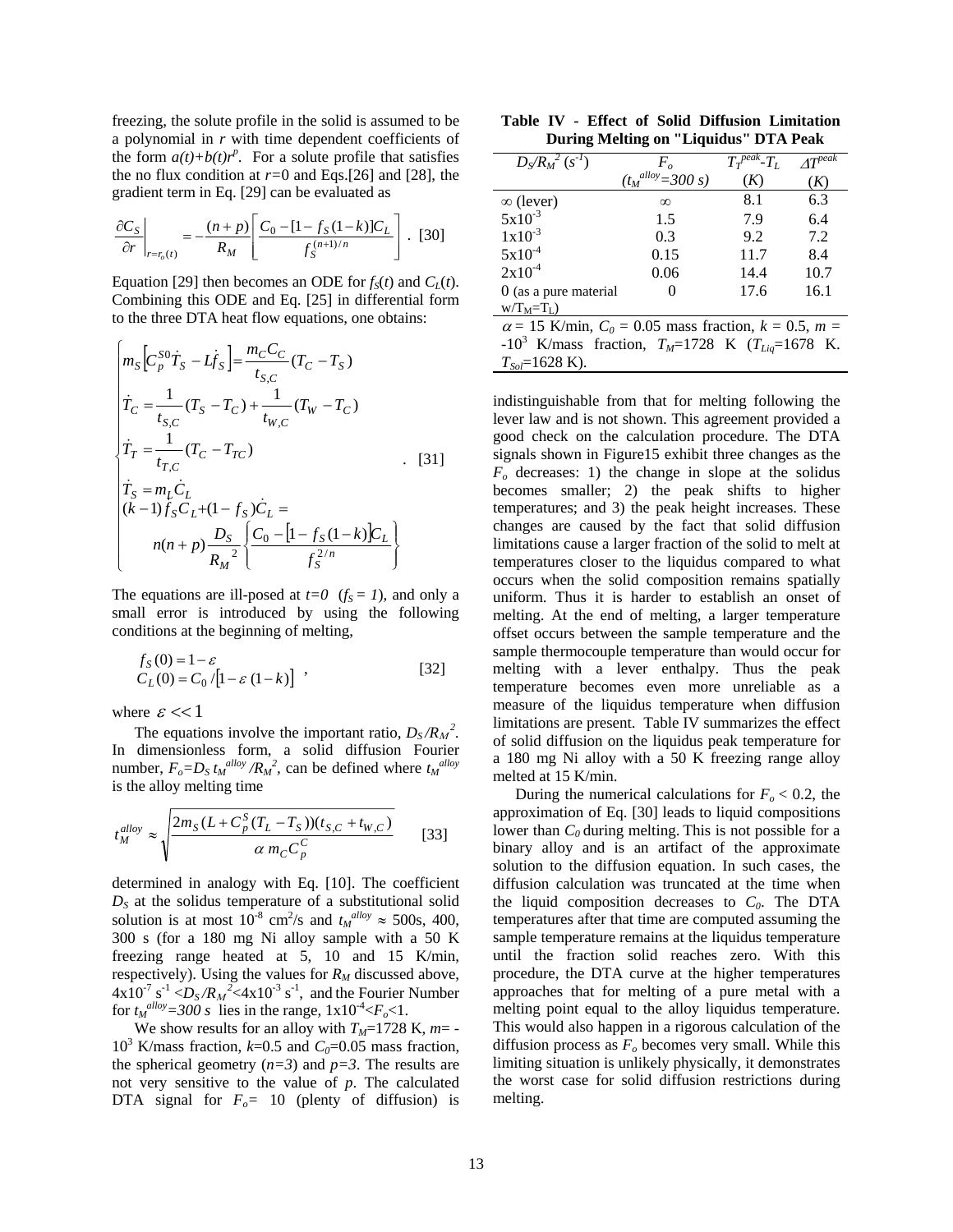freezing, the solute profile in the solid is assumed to be a polynomial in $r$ with time dependent coefficients of the form $a(t)+b(t)r^p$. For a solute profile that satisfies the no flux condition at $r$=0 and Eqs.[26] and [28], the gradient term in Eq. [29] can be evaluated as

$$\left.\frac{\partial C_S}{\partial r}\right|_{r=r_o(t)} = -\frac{(n+p)}{R_M}\left[\frac{C_0 - [1-f_S(1-k)]C_L}{f_S^{(n+1)/n}}\right] . \quad [30]$$

Equation [29] then becomes an ODE for $f_S(t)$ and $C_L(t)$. Combining this ODE and Eq. [25] in differential form to the three DTA heat flow equations, one obtains:

$$\begin{cases} m_S\left[C_p^{S0}\dot{T}_S - L\dot{f}_S\right] = \dfrac{m_C C_C}{t_{S,C}}(T_C - T_S) \\ \dot{T}_C = \dfrac{1}{t_{S,C}}(T_S - T_C) + \dfrac{1}{t_{W,C}}(T_W - T_C) \\ \dot{T}_T = \dfrac{1}{t_{T,C}}(T_C - T_{TC}) \\ \dot{T}_S = m_L\dot{C}_L \\ (k-1)\dot{f}_S C_L + (1-f_S)\dot{C}_L = \\ \qquad n(n+p)\dfrac{D_S}{{R_M}^2}\left\{\dfrac{C_0 - \left[1-f_S(1-k)\right]C_L}{f_S^{2/n}}\right\} \end{cases} . \quad [31]$$

The equations are ill-posed at $t=0$ ($f_S = 1$), and only a small error is introduced by using the following conditions at the beginning of melting,

$$\begin{aligned} f_S(0) &= 1-\varepsilon \\ C_L(0) &= C_0 / \left[1-\varepsilon\,(1-k)\right] \end{aligned} , \quad [32]$$

where $\varepsilon << 1$

The equations involve the important ratio, $D_S/R_M^2$. In dimensionless form, a solid diffusion Fourier number, $F_o=D_S\, t_M^{alloy}/R_M^2$, can be defined where $t_M^{alloy}$ is the alloy melting time

$$t_M^{alloy} \approx \sqrt{\frac{2m_S\left(L + C_p^S(T_L - T_S)\right)(t_{S,C} + t_{W,C})}{\alpha\; m_C C_p^C}} \quad [33]$$

determined in analogy with Eq. [10]. The coefficient $D_S$ at the solidus temperature of a substitutional solid solution is at most $10^{-8}$ cm$^2$/s and $t_M^{alloy} \approx$ 500s, 400, 300 s (for a 180 mg Ni alloy sample with a 50 K freezing range heated at 5, 10 and 15 K/min, respectively). Using the values for $R_M$ discussed above, $4\text{x}10^{-7}$ s$^{-1}$ $< D_S/R_M^2 < 4\text{x}10^{-3}$ s$^{-1}$, and the Fourier Number for $t_M^{alloy}=300\ s$ lies in the range, $1\text{x}10^{-4} < F_o < 1$.

We show results for an alloy with $T_M$=1728 K, $m$= -10$^3$ K/mass fraction, $k$=0.5 and $C_0$=0.05 mass fraction, the spherical geometry ($n=3$) and $p=3$. The results are not very sensitive to the value of $p$. The calculated DTA signal for $F_o$= 10 (plenty of diffusion) is indistinguishable from that for melting following the lever law and is not shown. This agreement provided a good check on the calculation procedure. The DTA signals shown in Figure15 exhibit three changes as the $F_o$ decreases: 1) the change in slope at the solidus becomes smaller; 2) the peak shifts to higher temperatures; and 3) the peak height increases. These changes are caused by the fact that solid diffusion limitations cause a larger fraction of the solid to melt at temperatures closer to the liquidus compared to what occurs when the solid composition remains spatially uniform. Thus it is harder to establish an onset of melting. At the end of melting, a larger temperature offset occurs between the sample temperature and the sample thermocouple temperature than would occur for melting with a lever enthalpy. Thus the peak temperature becomes even more unreliable as a measure of the liquidus temperature when diffusion limitations are present. Table IV summarizes the effect of solid diffusion on the liquidus peak temperature for a 180 mg Ni alloy with a 50 K freezing range alloy melted at 15 K/min.

During the numerical calculations for $F_o$ < 0.2, the approximation of Eq. [30] leads to liquid compositions lower than $C_0$ during melting. This is not possible for a binary alloy and is an artifact of the approximate solution to the diffusion equation. In such cases, the diffusion calculation was truncated at the time when the liquid composition decreases to $C_0$. The DTA temperatures after that time are computed assuming the sample temperature remains at the liquidus temperature until the fraction solid reaches zero. With this procedure, the DTA curve at the higher temperatures approaches that for melting of a pure metal with a melting point equal to the alloy liquidus temperature. This would also happen in a rigorous calculation of the diffusion process as $F_o$ becomes very small. While this limiting situation is unlikely physically, it demonstrates the worst case for solid diffusion restrictions during melting.

**Table IV - Effect of Solid Diffusion Limitation During Melting on "Liquidus" DTA Peak**

| $D_S/R_M^2$ (s$^{-1}$) | $F_o$ ($t_M^{alloy}=300\ s$) | $T_T^{peak}$-$T_L$ ($K$) | $\Delta T^{peak}$ ($K$) |
|---|---|---|---|
| $\infty$ (lever) | $\infty$ | 8.1 | 6.3 |
| 5x10$^{-3}$ | 1.5 | 7.9 | 6.4 |
| 1x10$^{-3}$ | 0.3 | 9.2 | 7.2 |
| 5x10$^{-4}$ | 0.15 | 11.7 | 8.4 |
| 2x10$^{-4}$ | 0.06 | 14.4 | 10.7 |
| 0 (as a pure material w/$T_M$=$T_L$) | 0 | 17.6 | 16.1 |

$\alpha$ = 15 K/min, $C_0$ = 0.05 mass fraction, $k$ = 0.5, $m$ = -10$^3$ K/mass fraction, $T_M$=1728 K ($T_{Liq}$=1678 K. $T_{Sol}$=1628 K).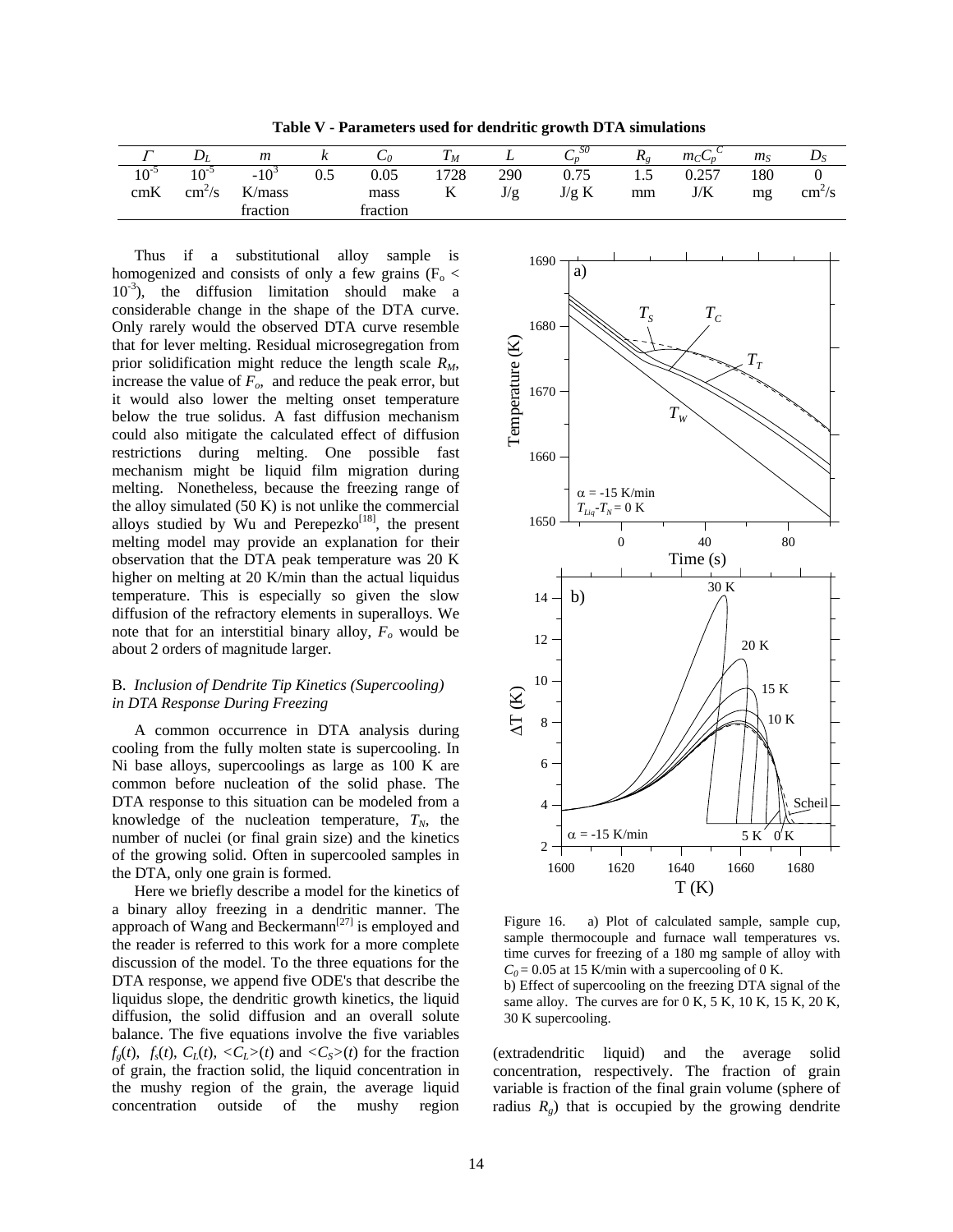**Table V - Parameters used for dendritic growth DTA simulations**

| $\Gamma$ | $D_L$ | $m$ | $k$ | $C_0$ | $T_M$ | $L$ | $C_p^{S0}$ | $R_g$ | $m_C C_p^C$ | $m_S$ | $D_S$ |
|---|---|---|---|---|---|---|---|---|---|---|---|
| $10^{-5}$ | $10^{-5}$ | $-10^3$ | 0.5 | 0.05 | 1728 | 290 | 0.75 | 1.5 | 0.257 | 180 | 0 |
| cmK | $cm^2/s$ | K/mass fraction | | mass fraction | K | J/g | J/g K | mm | J/K | mg | $cm^2/s$ |

Thus if a substitutional alloy sample is homogenized and consists of only a few grains ($F_o < 10^{-3}$), the diffusion limitation should make a considerable change in the shape of the DTA curve. Only rarely would the observed DTA curve resemble that for lever melting. Residual microsegregation from prior solidification might reduce the length scale $R_M$, increase the value of $F_o$, and reduce the peak error, but it would also lower the melting onset temperature below the true solidus. A fast diffusion mechanism could also mitigate the calculated effect of diffusion restrictions during melting. One possible fast mechanism might be liquid film migration during melting. Nonetheless, because the freezing range of the alloy simulated (50 K) is not unlike the commercial alloys studied by Wu and Perepezko[18], the present melting model may provide an explanation for their observation that the DTA peak temperature was 20 K higher on melting at 20 K/min than the actual liquidus temperature. This is especially so given the slow diffusion of the refractory elements in superalloys. We note that for an interstitial binary alloy, $F_o$ would be about 2 orders of magnitude larger.

### B. *Inclusion of Dendrite Tip Kinetics (Supercooling) in DTA Response During Freezing*

A common occurrence in DTA analysis during cooling from the fully molten state is supercooling. In Ni base alloys, supercoolings as large as 100 K are common before nucleation of the solid phase. The DTA response to this situation can be modeled from a knowledge of the nucleation temperature, $T_N$, the number of nuclei (or final grain size) and the kinetics of the growing solid. Often in supercooled samples in the DTA, only one grain is formed.

Here we briefly describe a model for the kinetics of a binary alloy freezing in a dendritic manner. The approach of Wang and Beckermann[27] is employed and the reader is referred to this work for a more complete discussion of the model. To the three equations for the DTA response, we append five ODE's that describe the liquidus slope, the dendritic growth kinetics, the liquid diffusion, the solid diffusion and an overall solute balance. The five equations involve the five variables $f_g(t)$, $f_s(t)$, $C_L(t)$, $\langle C_L\rangle(t)$ and $\langle C_S\rangle(t)$ for the fraction of grain, the fraction solid, the liquid concentration in the mushy region of the grain, the average liquid concentration outside of the mushy region (extradendritic liquid) and the average solid concentration, respectively. The fraction of grain variable is fraction of the final grain volume (sphere of radius $R_g$) that is occupied by the growing dendrite

Figure 16. a) Plot of calculated sample, sample cup, sample thermocouple and furnace wall temperatures vs. time curves for freezing of a 180 mg sample of alloy with $C_0 = 0.05$ at 15 K/min with a supercooling of 0 K.
b) Effect of supercooling on the freezing DTA signal of the same alloy. The curves are for 0 K, 5 K, 10 K, 15 K, 20 K, 30 K supercooling.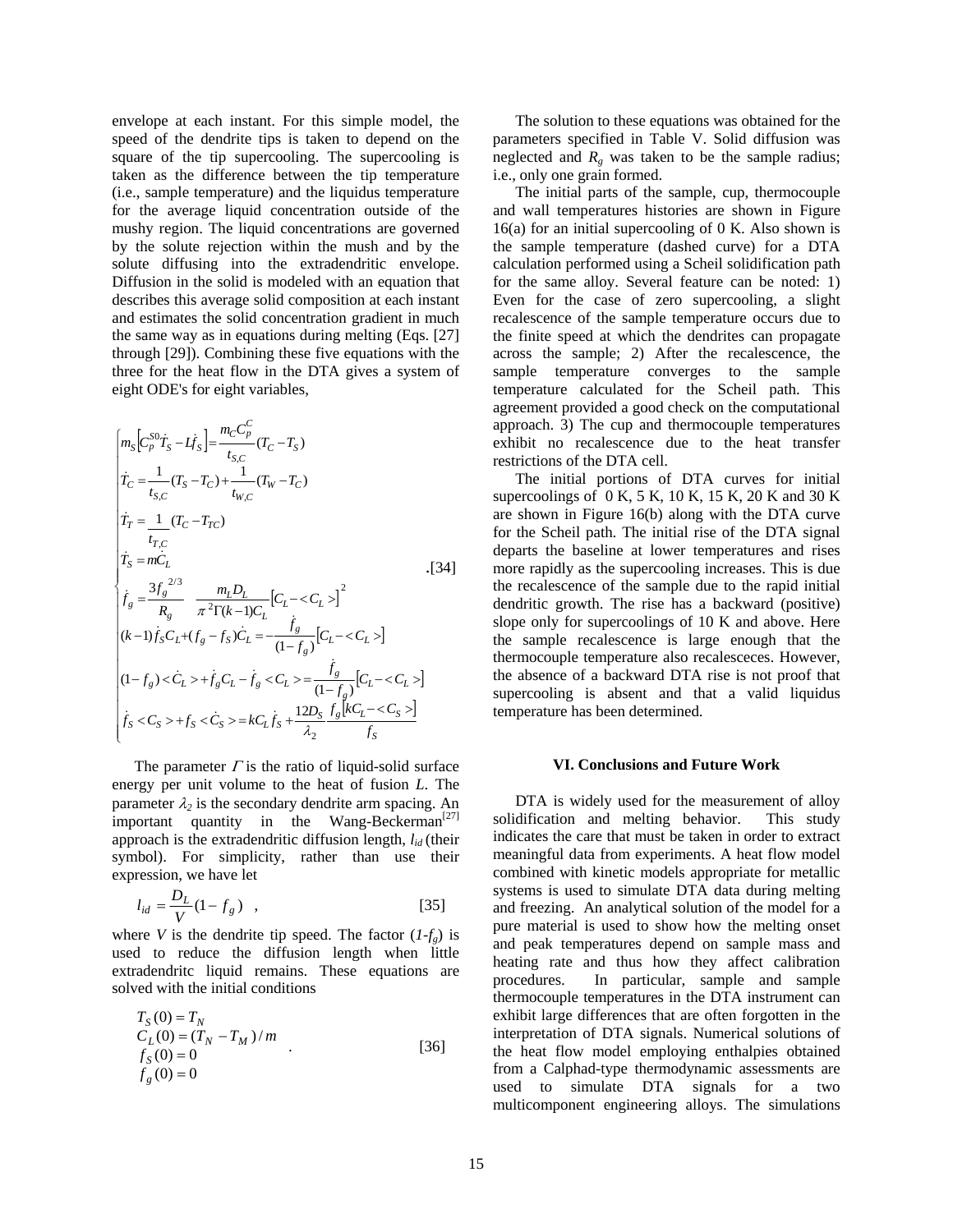envelope at each instant. For this simple model, the speed of the dendrite tips is taken to depend on the square of the tip supercooling. The supercooling is taken as the difference between the tip temperature (i.e., sample temperature) and the liquidus temperature for the average liquid concentration outside of the mushy region. The liquid concentrations are governed by the solute rejection within the mush and by the solute diffusing into the extradendritic envelope. Diffusion in the solid is modeled with an equation that describes this average solid composition at each instant and estimates the solid concentration gradient in much the same way as in equations during melting (Eqs. [27] through [29]). Combining these five equations with the three for the heat flow in the DTA gives a system of eight ODE's for eight variables,

$$
\begin{cases}
m_S\left[C_p^{S0}\dot{T}_S - L\dot{f}_S\right] = \dfrac{m_C C_p^C}{t_{S,C}}(T_C - T_S) \\
\dot{T}_C = \dfrac{1}{t_{S,C}}(T_S - T_C) + \dfrac{1}{t_{W,C}}(T_W - T_C) \\
\dot{T}_T = \dfrac{1}{t_{T,C}}(T_C - T_{TC}) \\
\dot{T}_S = m\dot{C}_L \\
\dot{f}_g = \dfrac{3f_g^{\,2/3}}{R_g} \quad \dfrac{m_L D_L}{\pi^2 \Gamma (k-1) C_L}\left[C_L - <C_L>\right]^2 \\
(k-1)\dot{f}_S C_L + (f_g - f_S)\dot{C}_L = -\dfrac{\dot{f}_g}{(1-f_g)}\left[C_L - <C_L>\right] \\
(1-f_g) <\dot{C}_L> + \dot{f}_g C_L - \dot{f}_g <C_L> = \dfrac{\dot{f}_g}{(1-f_g)}\left[C_L - <C_L>\right] \\
\dot{f}_S <C_S> + f_S <\dot{C}_S> = kC_L \dot{f}_S + \dfrac{12 D_S}{\lambda_2} \dfrac{f_g\left[kC_L - <C_S>\right]}{f_S}
\end{cases}
\quad [34]
$$

The parameter $\Gamma$ is the ratio of liquid-solid surface energy per unit volume to the heat of fusion $L$. The parameter $\lambda_2$ is the secondary dendrite arm spacing. An important quantity in the Wang-Beckerman[27] approach is the extradendritic diffusion length, $l_{id}$ (their symbol). For simplicity, rather than use their expression, we have let

$$
l_{id} = \frac{D_L}{V}(1 - f_g) \quad , \qquad [35]
$$

where $V$ is the dendrite tip speed. The factor $(1\text{-}f_g)$ is used to reduce the diffusion length when little extradendritc liquid remains. These equations are solved with the initial conditions

$$
\begin{aligned}
&T_S(0) = T_N \\
&C_L(0) = (T_N - T_M)/m \\
&f_S(0) = 0 \\
&f_g(0) = 0
\end{aligned}
\quad . \qquad [36]
$$

The solution to these equations was obtained for the parameters specified in Table V. Solid diffusion was neglected and $R_g$ was taken to be the sample radius; i.e., only one grain formed.

The initial parts of the sample, cup, thermocouple and wall temperatures histories are shown in Figure 16(a) for an initial supercooling of 0 K. Also shown is the sample temperature (dashed curve) for a DTA calculation performed using a Scheil solidification path for the same alloy. Several feature can be noted: 1) Even for the case of zero supercooling, a slight recalescence of the sample temperature occurs due to the finite speed at which the dendrites can propagate across the sample; 2) After the recalescence, the sample temperature converges to the sample temperature calculated for the Scheil path. This agreement provided a good check on the computational approach. 3) The cup and thermocouple temperatures exhibit no recalescence due to the heat transfer restrictions of the DTA cell.

The initial portions of DTA curves for initial supercoolings of 0 K, 5 K, 10 K, 15 K, 20 K and 30 K are shown in Figure 16(b) along with the DTA curve for the Scheil path. The initial rise of the DTA signal departs the baseline at lower temperatures and rises more rapidly as the supercooling increases. This is due the recalescence of the sample due to the rapid initial dendritic growth. The rise has a backward (positive) slope only for supercoolings of 10 K and above. Here the sample recalescence is large enough that the thermocouple temperature also recalesceces. However, the absence of a backward DTA rise is not proof that supercooling is absent and that a valid liquidus temperature has been determined.

## VI. Conclusions and Future Work

DTA is widely used for the measurement of alloy solidification and melting behavior. This study indicates the care that must be taken in order to extract meaningful data from experiments. A heat flow model combined with kinetic models appropriate for metallic systems is used to simulate DTA data during melting and freezing. An analytical solution of the model for a pure material is used to show how the melting onset and peak temperatures depend on sample mass and heating rate and thus how they affect calibration procedures. In particular, sample and sample thermocouple temperatures in the DTA instrument can exhibit large differences that are often forgotten in the interpretation of DTA signals. Numerical solutions of the heat flow model employing enthalpies obtained from a Calphad-type thermodynamic assessments are used to simulate DTA signals for a two multicomponent engineering alloys. The simulations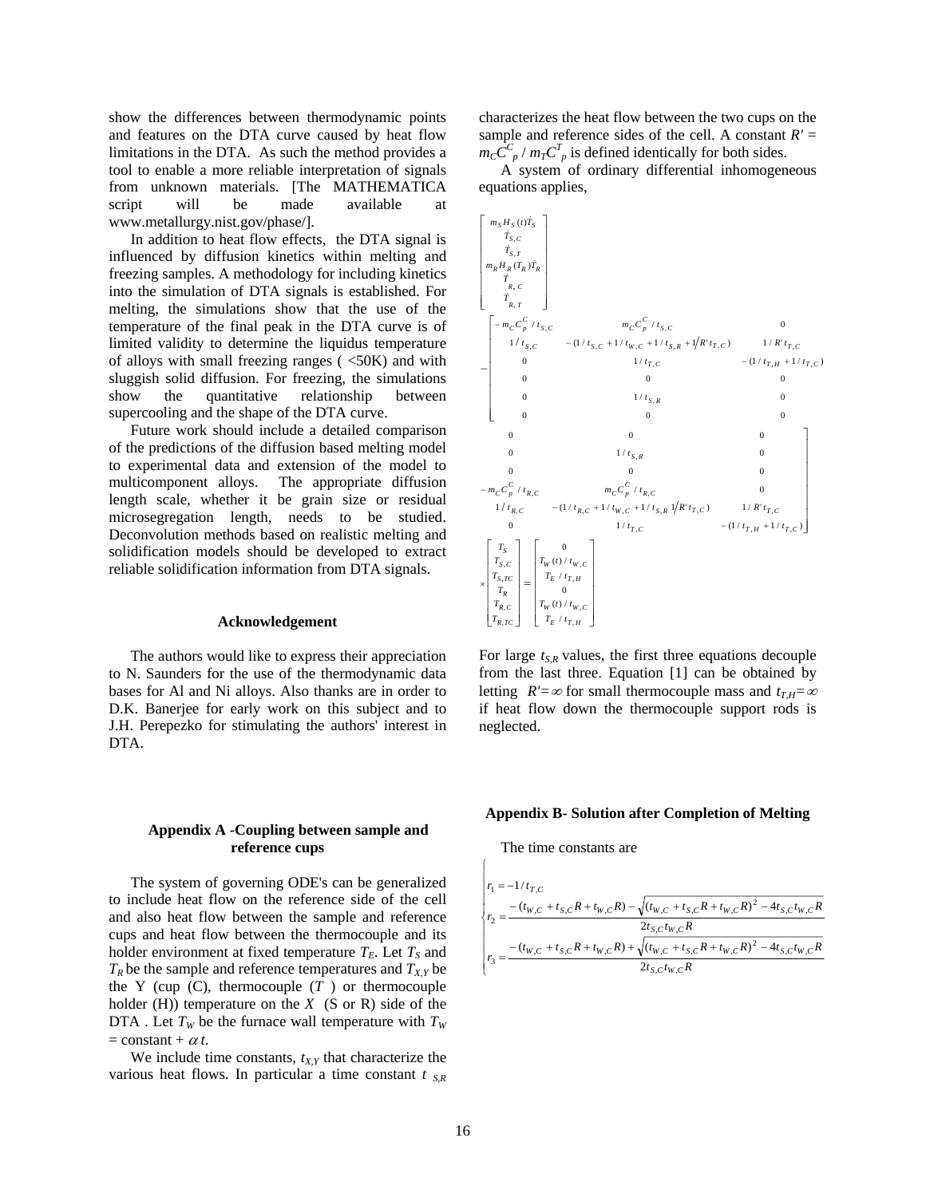show the differences between thermodynamic points and features on the DTA curve caused by heat flow limitations in the DTA. As such the method provides a tool to enable a more reliable interpretation of signals from unknown materials. [The MATHEMATICA script will be made available at www.metallurgy.nist.gov/phase/].

In addition to heat flow effects, the DTA signal is influenced by diffusion kinetics within melting and freezing samples. A methodology for including kinetics into the simulation of DTA signals is established. For melting, the simulations show that the use of the temperature of the final peak in the DTA curve is of limited validity to determine the liquidus temperature of alloys with small freezing ranges ( <50K) and with sluggish solid diffusion. For freezing, the simulations show the quantitative relationship between supercooling and the shape of the DTA curve.

Future work should include a detailed comparison of the predictions of the diffusion based melting model to experimental data and extension of the model to multicomponent alloys. The appropriate diffusion length scale, whether it be grain size or residual microsegregation length, needs to be studied. Deconvolution methods based on realistic melting and solidification models should be developed to extract reliable solidification information from DTA signals.

#### Acknowledgement

The authors would like to express their appreciation to N. Saunders for the use of the thermodynamic data bases for Al and Ni alloys. Also thanks are in order to D.K. Banerjee for early work on this subject and to J.H. Perepezko for stimulating the authors' interest in DTA.

#### Appendix A -Coupling between sample and reference cups

The system of governing ODE's can be generalized to include heat flow on the reference side of the cell and also heat flow between the sample and reference cups and heat flow between the thermocouple and its holder environment at fixed temperature $T_E$. Let $T_S$ and $T_R$ be the sample and reference temperatures and $T_{X,Y}$ be the Y (cup (C), thermocouple ($T$ ) or thermocouple holder (H)) temperature on the $X$ (S or R) side of the DTA . Let $T_W$ be the furnace wall temperature with $T_W$ = constant + $\alpha\, t$.

We include time constants, $t_{X,Y}$ that characterize the various heat flows. In particular a time constant $t_{S,R}$ characterizes the heat flow between the two cups on the sample and reference sides of the cell. A constant $R' = m_C C^C_p / m_T C^T_p$ is defined identically for both sides.

A system of ordinary differential inhomogeneous equations applies,

$$
\begin{bmatrix} m_S H_S(t)\dot{T}_S \\ \dot{T}_{S,C} \\ \dot{T}_{S,T} \\ m_R H_R(T_R)\dot{T}_R \\ \dot{T}_{R,C} \\ \dot{T}_{R,T} \end{bmatrix}
-
\begin{bmatrix}
-m_C C_p^C/t_{S,C} & m_C C_p^C/t_{S,C} & 0 & 0 & 0 & 0 \\
1/t_{S,C} & -(1/t_{S,C}+1/t_{W,C}+1/t_{S,R}+1/R't_{T,C}) & 1/R't_{T,C} & 0 & 1/t_{S,R} & 0 \\
0 & 1/t_{T,C} & -(1/t_{T,H}+1/t_{T,C}) & 0 & 0 & 0 \\
0 & 0 & 0 & -m_C C_p^C/t_{R,C} & m_C C_p^C/t_{R,C} & 0 \\
0 & 1/t_{S,R} & 0 & 1/t_{R,C} & -(1/t_{R,C}+1/t_{W,C}+1/t_{S,R}\,1/R't_{T,C}) & 1/R't_{T,C} \\
0 & 0 & 0 & 0 & 1/t_{T,C} & -(1/t_{T,H}+1/t_{T,C})
\end{bmatrix}
\times
\begin{bmatrix} T_S \\ T_{S,C} \\ T_{S,TC} \\ T_R \\ T_{R,C} \\ T_{R,TC} \end{bmatrix}
=
\begin{bmatrix} 0 \\ T_W(t)/t_{W,C} \\ T_E/t_{T,H} \\ 0 \\ T_W(t)/t_{W,C} \\ T_E/t_{T,H} \end{bmatrix}
$$

For large $t_{S,R}$ values, the first three equations decouple from the last three. Equation [1] can be obtained by letting $R'=\infty$ for small thermocouple mass and $t_{T,H}=\infty$ if heat flow down the thermocouple support rods is neglected.

#### Appendix B- Solution after Completion of Melting

The time constants are

$$
\begin{cases}
r_1 = -1/t_{T,C} \\
r_2 = \dfrac{-(t_{W,C}+t_{S,C}R+t_{W,C}R)-\sqrt{(t_{W,C}+t_{S,C}R+t_{W,C}R)^2-4t_{S,C}t_{W,C}R}}{2t_{S,C}t_{W,C}R} \\
r_3 = \dfrac{-(t_{W,C}+t_{S,C}R+t_{W,C}R)+\sqrt{(t_{W,C}+t_{S,C}R+t_{W,C}R)^2-4t_{S,C}t_{W,C}R}}{2t_{S,C}t_{W,C}R}
\end{cases}
$$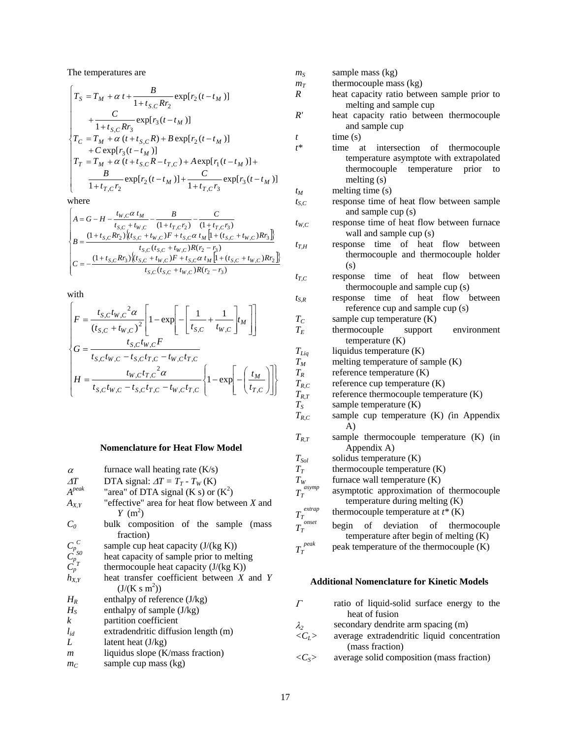The temperatures are

$$
\begin{cases}
T_S = T_M + \alpha\, t + \dfrac{B}{1+t_{S,C}Rr_2}\exp[r_2(t-t_M)] \\
\quad + \dfrac{C}{1+t_{S,C}Rr_3}\exp[r_3(t-t_M)] \\
T_C = T_M + \alpha\,(t + t_{S,C}R) + B\exp[r_2(t-t_M)] \\
\quad + C\exp[r_3(t-t_M)] \\
T_T = T_M + \alpha\,(t + t_{S,C}R - t_{T,C}) + A\exp[r_1(t-t_M)] + \\
\quad \dfrac{B}{1+t_{T,C}r_2}\exp[r_2(t-t_M)] + \dfrac{C}{1+t_{T,C}r_3}\exp[r_3(t-t_M)]
\end{cases}
$$

where

$$
\begin{cases}
A = G - H - \dfrac{t_{W,C}\,\alpha\, t_M}{t_{S,C}+t_{W,C}} - \dfrac{B}{(1+t_{T,C}r_2)} - \dfrac{C}{(1+t_{T,C}r_3)} \\
B = \dfrac{(1+t_{S,C}Rr_2)\left\{(t_{S,C}+t_{W,C})F + t_{S,C}\,\alpha\, t_M\left[1+(t_{S,C}+t_{W,C})Rr_3\right]\right\}}{t_{S,C}(t_{S,C}+t_{W,C})R(r_2-r_3)} \\
C = -\dfrac{(1+t_{S,C}Rr_3)\left\{(t_{S,C}+t_{W,C})F + t_{S,C}\,\alpha\, t_M\left[1+(t_{S,C}+t_{W,C})Rr_2\right]\right\}}{t_{S,C}(t_{S,C}+t_{W,C})R(r_2-r_3)}
\end{cases}
$$

with

$$
\begin{cases}
F = \dfrac{t_{S,C}\,t_{W,C}^{\;2}\,\alpha}{(t_{S,C}+t_{W,C})^2}\left[1-\exp\left[-\left[\dfrac{1}{t_{S,C}}+\dfrac{1}{t_{W,C}}\right]t_M\right]\right] \\
G = \dfrac{t_{S,C}\,t_{W,C}\,F}{t_{S,C}t_{W,C} - t_{S,C}t_{T,C} - t_{W,C}t_{T,C}} \\
H = \dfrac{t_{W,C}\,t_{T,C}^{\;2}\,\alpha}{t_{S,C}t_{W,C} - t_{S,C}t_{T,C} - t_{W,C}t_{T,C}}\left\{1-\exp\left[-\left(\dfrac{t_M}{t_{T,C}}\right)\right]\right\}
\end{cases}
$$

### Nomenclature for Heat Flow Model

| | |
|---|---|
| $\alpha$ | furnace wall heating rate (K/s) |
| $\Delta T$ | DTA signal: $\Delta T = T_T - T_W$ (K) |
| $A^{peak}$ | "area" of DTA signal (K s) or ($K^2$) |
| $A_{X,Y}$ | "effective" area for heat flow between $X$ and $Y$ ($m^2$) |
| $C_0$ | bulk composition of the sample (mass fraction) |
| $C_p^{\,C}$ | sample cup heat capacity (J/(kg K)) |
| $C_p^{\,S0}$ | heat capacity of sample prior to melting |
| $C_p^{\,T}$ | thermocouple heat capacity (J/(kg K)) |
| $h_{X,Y}$ | heat transfer coefficient between $X$ and $Y$ (J/(K s $m^2$)) |
| $H_R$ | enthalpy of reference (J/kg) |
| $H_S$ | enthalpy of sample (J/kg) |
| $k$ | partition coefficient |
| $l_{id}$ | extradendritic diffusion length (m) |
| $L$ | latent heat (J/kg) |
| $m$ | liquidus slope (K/mass fraction) |
| $m_C$ | sample cup mass (kg) |
| $m_S$ | sample mass (kg) |
| $m_T$ | thermocouple mass (kg) |
| $R$ | heat capacity ratio between sample prior to melting and sample cup |
| $R'$ | heat capacity ratio between thermocouple and sample cup |
| $t$ | time (s) |
| $t^*$ | time at intersection of thermocouple temperature asymptote with extrapolated thermocouple temperature prior to melting (s) |
| $t_M$ | melting time (s) |
| $t_{S,C}$ | response time of heat flow between sample and sample cup (s) |
| $t_{W,C}$ | response time of heat flow between furnace wall and sample cup (s) |
| $t_{T,H}$ | response time of heat flow between thermocouple and thermocouple holder (s) |
| $t_{T,C}$ | response time of heat flow between thermocouple and sample cup (s) |
| $t_{S,R}$ | response time of heat flow between reference cup and sample cup (s) |
| $T_C$ | sample cup temperature (K) |
| $T_E$ | thermocouple support environment temperature (K) |
| $T_{Liq}$ | liquidus temperature (K) |
| $T_M$ | melting temperature of sample (K) |
| $T_R$ | reference temperature (K) |
| $T_{R,C}$ | reference cup temperature (K) |
| $T_{R,T}$ | reference thermocouple temperature (K) |
| $T_S$ | sample temperature (K) |
| $T_{R,C}$ | sample cup temperature (K) *(*in Appendix A) |
| $T_{R,T}$ | sample thermocouple temperature (K) (in Appendix A) |
| $T_{Sol}$ | solidus temperature (K) |
| $T_T$ | thermocouple temperature (K) |
| $T_W$ | furnace wall temperature (K) |
| $T_T^{\,asymp}$ | asymptotic approximation of thermocouple temperature during melting (K) |
| $T_T^{\,extrap}$ | thermocouple temperature at $t^*$ (K) |
| $T_T^{\,onset}$ | begin of deviation of thermocouple temperature after begin of melting (K) |
| $T_T^{\,peak}$ | peak temperature of the thermocouple (K) |

### Additional Nomenclature for Kinetic Models

| | |
|---|---|
| $\Gamma$ | ratio of liquid-solid surface energy to the heat of fusion |
| $\lambda_2$ | secondary dendrite arm spacing (m) |
| $<C_L>$ | average extradendritic liquid concentration (mass fraction) |
| $<C_S>$ | average solid composition (mass fraction) |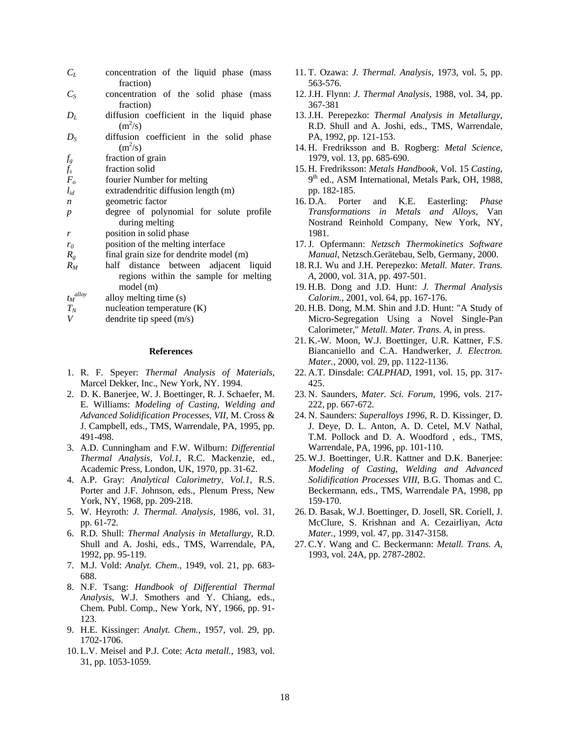| | |
|---|---|
| $C_L$ | concentration of the liquid phase (mass fraction) |
| $C_S$ | concentration of the solid phase (mass fraction) |
| $D_L$ | diffusion coefficient in the liquid phase ($m^2/s$) |
| $D_S$ | diffusion coefficient in the solid phase ($m^2/s$) |
| $f_g$ | fraction of grain |
| $f_s$ | fraction solid |
| $F_o$ | fourier Number for melting |
| $l_{id}$ | extradendritic diffusion length (m) |
| $n$ | geometric factor |
| $p$ | degree of polynomial for solute profile during melting |
| $r$ | position in solid phase |
| $r_0$ | position of the melting interface |
| $R_g$ | final grain size for dendrite model (m) |
| $R_M$ | half distance between adjacent liquid regions within the sample for melting model (m) |
| $t_M^{alloy}$ | alloy melting time (s) |
| $T_N$ | nucleation temperature (K) |
| $V$ | dendrite tip speed (m/s) |

## References

1. R. F. Speyer: *Thermal Analysis of Materials*, Marcel Dekker, Inc., New York, NY. 1994.
2. D. K. Banerjee, W. J. Boettinger, R. J. Schaefer, M. E. Williams: *Modeling of Casting, Welding and Advanced Solidification Processes, VII*, M. Cross & J. Campbell, eds., TMS, Warrendale, PA, 1995, pp. 491-498.
3. A.D. Cunningham and F.W. Wilburn: *Differential Thermal Analysis, Vol.1*, R.C. Mackenzie, ed., Academic Press, London, UK, 1970, pp. 31-62.
4. A.P. Gray: *Analytical Calorimetry, Vol.1*, R.S. Porter and J.F. Johnson, eds., Plenum Press, New York, NY, 1968, pp. 209-218.
5. W. Heyroth: *J. Thermal. Analysis*, 1986, vol. 31, pp. 61-72.
6. R.D. Shull: *Thermal Analysis in Metallurgy*, R.D. Shull and A. Joshi, eds., TMS, Warrendale, PA, 1992, pp. 95-119.
7. M.J. Vold: *Analyt. Chem.*, 1949, vol. 21, pp. 683-688.
8. N.F. Tsang: *Handbook of Differential Thermal Analysis*, W.J. Smothers and Y. Chiang, eds., Chem. Publ. Comp., New York, NY, 1966, pp. 91-123.
9. H.E. Kissinger: *Analyt. Chem.*, 1957, vol. 29, pp. 1702-1706.
10. L.V. Meisel and P.J. Cote: *Acta metall.*, 1983, vol. 31, pp. 1053-1059.
11. T. Ozawa: *J. Thermal. Analysis*, 1973, vol. 5, pp. 563-576.
12. J.H. Flynn: *J. Thermal Analysis*, 1988, vol. 34, pp. 367-381
13. J.H. Perepezko: *Thermal Analysis in Metallurgy*, R.D. Shull and A. Joshi, eds., TMS, Warrendale, PA, 1992, pp. 121-153.
14. H. Fredriksson and B. Rogberg: *Metal Science*, 1979, vol. 13, pp. 685-690.
15. H. Fredriksson: *Metals Handbook*, Vol. 15 *Casting*, 9th ed., ASM International, Metals Park, OH, 1988, pp. 182-185.
16. D.A. Porter and K.E. Easterling: *Phase Transformations in Metals and Alloys*, Van Nostrand Reinhold Company, New York, NY, 1981.
17. J. Opfermann: *Netzsch Thermokinetics Software Manual*, Netzsch.Gerätebau, Selb, Germany, 2000.
18. R.I. Wu and J.H. Perepezko: *Metall. Mater. Trans. A*, 2000, vol. 31A, pp. 497-501.
19. H.B. Dong and J.D. Hunt: *J. Thermal Analysis Calorim.*, 2001, vol. 64, pp. 167-176.
20. H.B. Dong, M.M. Shin and J.D. Hunt: "A Study of Micro-Segregation Using a Novel Single-Pan Calorimeter," *Metall. Mater. Trans. A*, in press.
21. K.-W. Moon, W.J. Boettinger, U.R. Kattner, F.S. Biancaniello and C.A. Handwerker, *J. Electron. Mater.*, 2000, vol. 29, pp. 1122-1136.
22. A.T. Dinsdale: *CALPHAD*, 1991, vol. 15, pp. 317-425.
23. N. Saunders, *Mater. Sci. Forum*, 1996, vols. 217-222, pp. 667-672.
24. N. Saunders: *Superalloys 1996*, R. D. Kissinger, D. J. Deye, D. L. Anton, A. D. Cetel, M.V Nathal, T.M. Pollock and D. A. Woodford , eds., TMS, Warrendale, PA, 1996, pp. 101-110.
25. W.J. Boettinger, U.R. Kattner and D.K. Banerjee: *Modeling of Casting, Welding and Advanced Solidification Processes VIII*, B.G. Thomas and C. Beckermann, eds., TMS, Warrendale PA, 1998, pp 159-170.
26. D. Basak, W.J. Boettinger, D. Josell, SR. Coriell, J. McClure, S. Krishnan and A. Cezairliyan, *Acta Mater.*, 1999, vol. 47, pp. 3147-3158.
27. C.Y. Wang and C. Beckermann: *Metall. Trans. A*, 1993, vol. 24A, pp. 2787-2802.